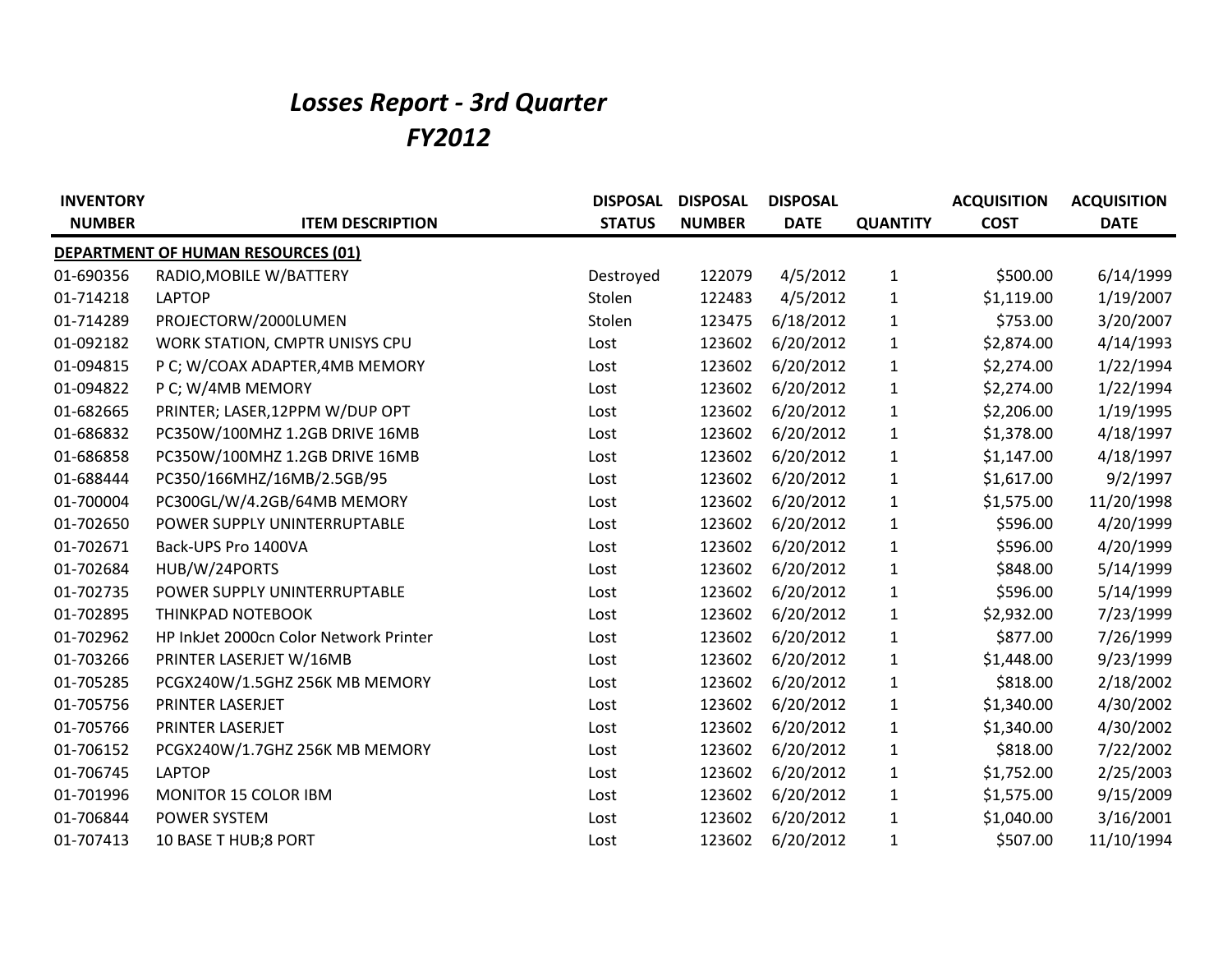# *Losses Report - 3rd Quarter*
# *FY2012*

| INVENTORY NUMBER | ITEM DESCRIPTION | DISPOSAL STATUS | DISPOSAL NUMBER | DISPOSAL DATE | QUANTITY | ACQUISITION COST | ACQUISITION DATE |
|---|---|---|---|---|---|---|---|
| **DEPARTMENT OF HUMAN RESOURCES (01)** | | | | | | | |
| 01-690356 | RADIO,MOBILE W/BATTERY | Destroyed | 122079 | 4/5/2012 | 1 | $500.00 | 6/14/1999 |
| 01-714218 | LAPTOP | Stolen | 122483 | 4/5/2012 | 1 | $1,119.00 | 1/19/2007 |
| 01-714289 | PROJECTORW/2000LUMEN | Stolen | 123475 | 6/18/2012 | 1 | $753.00 | 3/20/2007 |
| 01-092182 | WORK STATION, CMPTR UNISYS CPU | Lost | 123602 | 6/20/2012 | 1 | $2,874.00 | 4/14/1993 |
| 01-094815 | P C; W/COAX ADAPTER,4MB MEMORY | Lost | 123602 | 6/20/2012 | 1 | $2,274.00 | 1/22/1994 |
| 01-094822 | P C; W/4MB MEMORY | Lost | 123602 | 6/20/2012 | 1 | $2,274.00 | 1/22/1994 |
| 01-682665 | PRINTER; LASER,12PPM W/DUP OPT | Lost | 123602 | 6/20/2012 | 1 | $2,206.00 | 1/19/1995 |
| 01-686832 | PC350W/100MHZ 1.2GB DRIVE 16MB | Lost | 123602 | 6/20/2012 | 1 | $1,378.00 | 4/18/1997 |
| 01-686858 | PC350W/100MHZ 1.2GB DRIVE 16MB | Lost | 123602 | 6/20/2012 | 1 | $1,147.00 | 4/18/1997 |
| 01-688444 | PC350/166MHZ/16MB/2.5GB/95 | Lost | 123602 | 6/20/2012 | 1 | $1,617.00 | 9/2/1997 |
| 01-700004 | PC300GL/W/4.2GB/64MB MEMORY | Lost | 123602 | 6/20/2012 | 1 | $1,575.00 | 11/20/1998 |
| 01-702650 | POWER SUPPLY UNINTERRUPTABLE | Lost | 123602 | 6/20/2012 | 1 | $596.00 | 4/20/1999 |
| 01-702671 | Back-UPS Pro 1400VA | Lost | 123602 | 6/20/2012 | 1 | $596.00 | 4/20/1999 |
| 01-702684 | HUB/W/24PORTS | Lost | 123602 | 6/20/2012 | 1 | $848.00 | 5/14/1999 |
| 01-702735 | POWER SUPPLY UNINTERRUPTABLE | Lost | 123602 | 6/20/2012 | 1 | $596.00 | 5/14/1999 |
| 01-702895 | THINKPAD NOTEBOOK | Lost | 123602 | 6/20/2012 | 1 | $2,932.00 | 7/23/1999 |
| 01-702962 | HP InkJet 2000cn Color Network Printer | Lost | 123602 | 6/20/2012 | 1 | $877.00 | 7/26/1999 |
| 01-703266 | PRINTER LASERJET W/16MB | Lost | 123602 | 6/20/2012 | 1 | $1,448.00 | 9/23/1999 |
| 01-705285 | PCGX240W/1.5GHZ 256K MB MEMORY | Lost | 123602 | 6/20/2012 | 1 | $818.00 | 2/18/2002 |
| 01-705756 | PRINTER LASERJET | Lost | 123602 | 6/20/2012 | 1 | $1,340.00 | 4/30/2002 |
| 01-705766 | PRINTER LASERJET | Lost | 123602 | 6/20/2012 | 1 | $1,340.00 | 4/30/2002 |
| 01-706152 | PCGX240W/1.7GHZ 256K MB MEMORY | Lost | 123602 | 6/20/2012 | 1 | $818.00 | 7/22/2002 |
| 01-706745 | LAPTOP | Lost | 123602 | 6/20/2012 | 1 | $1,752.00 | 2/25/2003 |
| 01-701996 | MONITOR 15 COLOR IBM | Lost | 123602 | 6/20/2012 | 1 | $1,575.00 | 9/15/2009 |
| 01-706844 | POWER SYSTEM | Lost | 123602 | 6/20/2012 | 1 | $1,040.00 | 3/16/2001 |
| 01-707413 | 10 BASE T HUB;8 PORT | Lost | 123602 | 6/20/2012 | 1 | $507.00 | 11/10/1994 |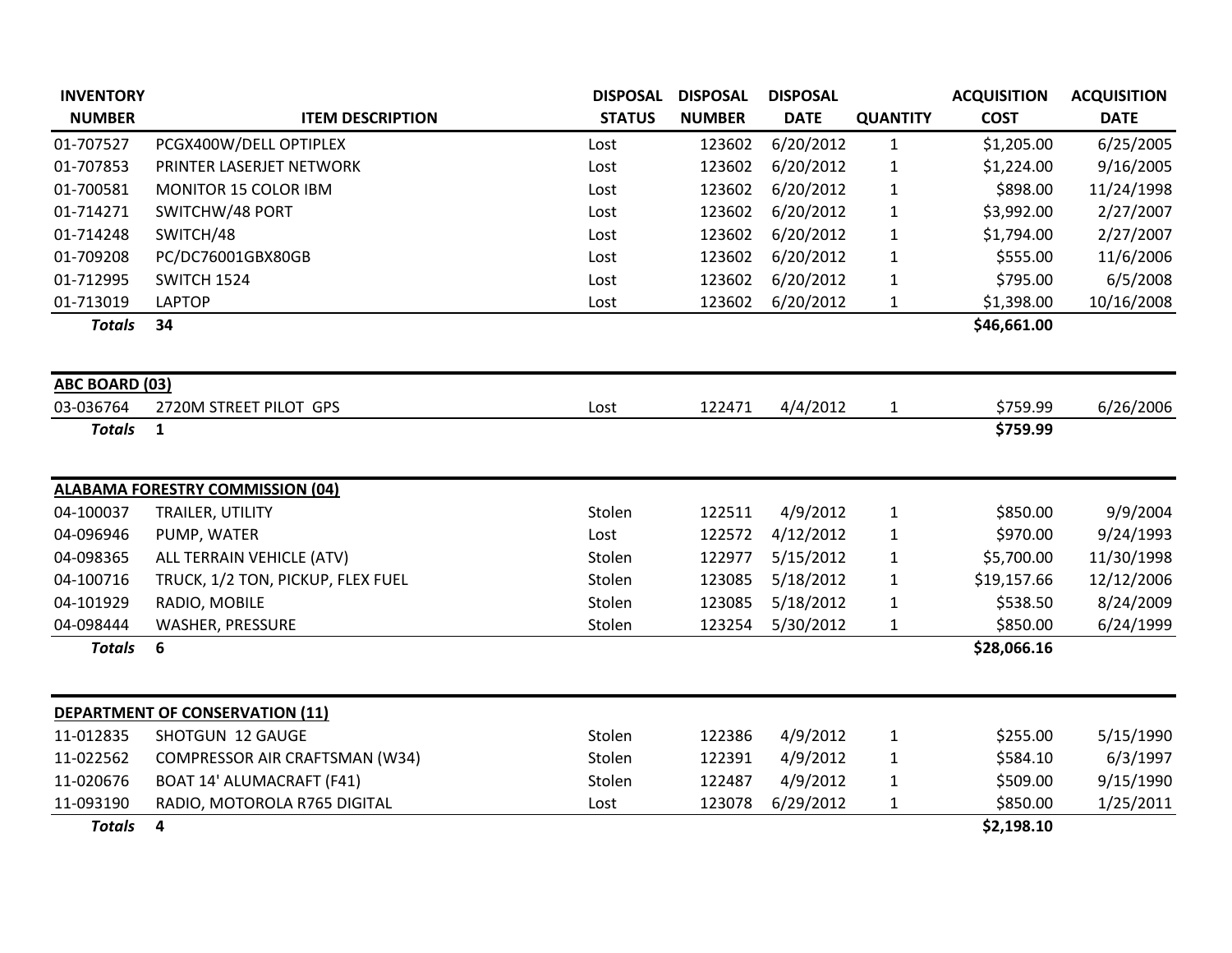| INVENTORY NUMBER | ITEM DESCRIPTION | DISPOSAL STATUS | DISPOSAL NUMBER | DISPOSAL DATE | QUANTITY | ACQUISITION COST | ACQUISITION DATE |
|---|---|---|---|---|---|---|---|
| 01-707527 | PCGX400W/DELL OPTIPLEX | Lost | 123602 | 6/20/2012 | 1 | $1,205.00 | 6/25/2005 |
| 01-707853 | PRINTER LASERJET NETWORK | Lost | 123602 | 6/20/2012 | 1 | $1,224.00 | 9/16/2005 |
| 01-700581 | MONITOR 15 COLOR IBM | Lost | 123602 | 6/20/2012 | 1 | $898.00 | 11/24/1998 |
| 01-714271 | SWITCHW/48 PORT | Lost | 123602 | 6/20/2012 | 1 | $3,992.00 | 2/27/2007 |
| 01-714248 | SWITCH/48 | Lost | 123602 | 6/20/2012 | 1 | $1,794.00 | 2/27/2007 |
| 01-709208 | PC/DC76001GBX80GB | Lost | 123602 | 6/20/2012 | 1 | $555.00 | 11/6/2006 |
| 01-712995 | SWITCH 1524 | Lost | 123602 | 6/20/2012 | 1 | $795.00 | 6/5/2008 |
| 01-713019 | LAPTOP | Lost | 123602 | 6/20/2012 | 1 | $1,398.00 | 10/16/2008 |
| ***Totals*** | **34** | | | | | **$46,661.00** | |

| INVENTORY NUMBER | ITEM DESCRIPTION | DISPOSAL STATUS | DISPOSAL NUMBER | DISPOSAL DATE | QUANTITY | ACQUISITION COST | ACQUISITION DATE |
|---|---|---|---|---|---|---|---|
| **ABC BOARD (03)** | | | | | | | |
| 03-036764 | 2720M STREET PILOT GPS | Lost | 122471 | 4/4/2012 | 1 | $759.99 | 6/26/2006 |
| ***Totals*** | **1** | | | | | **$759.99** | |

| INVENTORY NUMBER | ITEM DESCRIPTION | DISPOSAL STATUS | DISPOSAL NUMBER | DISPOSAL DATE | QUANTITY | ACQUISITION COST | ACQUISITION DATE |
|---|---|---|---|---|---|---|---|
| **ALABAMA FORESTRY COMMISSION (04)** | | | | | | | |
| 04-100037 | TRAILER, UTILITY | Stolen | 122511 | 4/9/2012 | 1 | $850.00 | 9/9/2004 |
| 04-096946 | PUMP, WATER | Lost | 122572 | 4/12/2012 | 1 | $970.00 | 9/24/1993 |
| 04-098365 | ALL TERRAIN VEHICLE (ATV) | Stolen | 122977 | 5/15/2012 | 1 | $5,700.00 | 11/30/1998 |
| 04-100716 | TRUCK, 1/2 TON, PICKUP, FLEX FUEL | Stolen | 123085 | 5/18/2012 | 1 | $19,157.66 | 12/12/2006 |
| 04-101929 | RADIO, MOBILE | Stolen | 123085 | 5/18/2012 | 1 | $538.50 | 8/24/2009 |
| 04-098444 | WASHER, PRESSURE | Stolen | 123254 | 5/30/2012 | 1 | $850.00 | 6/24/1999 |
| ***Totals*** | **6** | | | | | **$28,066.16** | |

| INVENTORY NUMBER | ITEM DESCRIPTION | DISPOSAL STATUS | DISPOSAL NUMBER | DISPOSAL DATE | QUANTITY | ACQUISITION COST | ACQUISITION DATE |
|---|---|---|---|---|---|---|---|
| **DEPARTMENT OF CONSERVATION (11)** | | | | | | | |
| 11-012835 | SHOTGUN 12 GAUGE | Stolen | 122386 | 4/9/2012 | 1 | $255.00 | 5/15/1990 |
| 11-022562 | COMPRESSOR AIR CRAFTSMAN (W34) | Stolen | 122391 | 4/9/2012 | 1 | $584.10 | 6/3/1997 |
| 11-020676 | BOAT 14' ALUMACRAFT (F41) | Stolen | 122487 | 4/9/2012 | 1 | $509.00 | 9/15/1990 |
| 11-093190 | RADIO, MOTOROLA R765 DIGITAL | Lost | 123078 | 6/29/2012 | 1 | $850.00 | 1/25/2011 |
| ***Totals*** | **4** | | | | | **$2,198.10** | |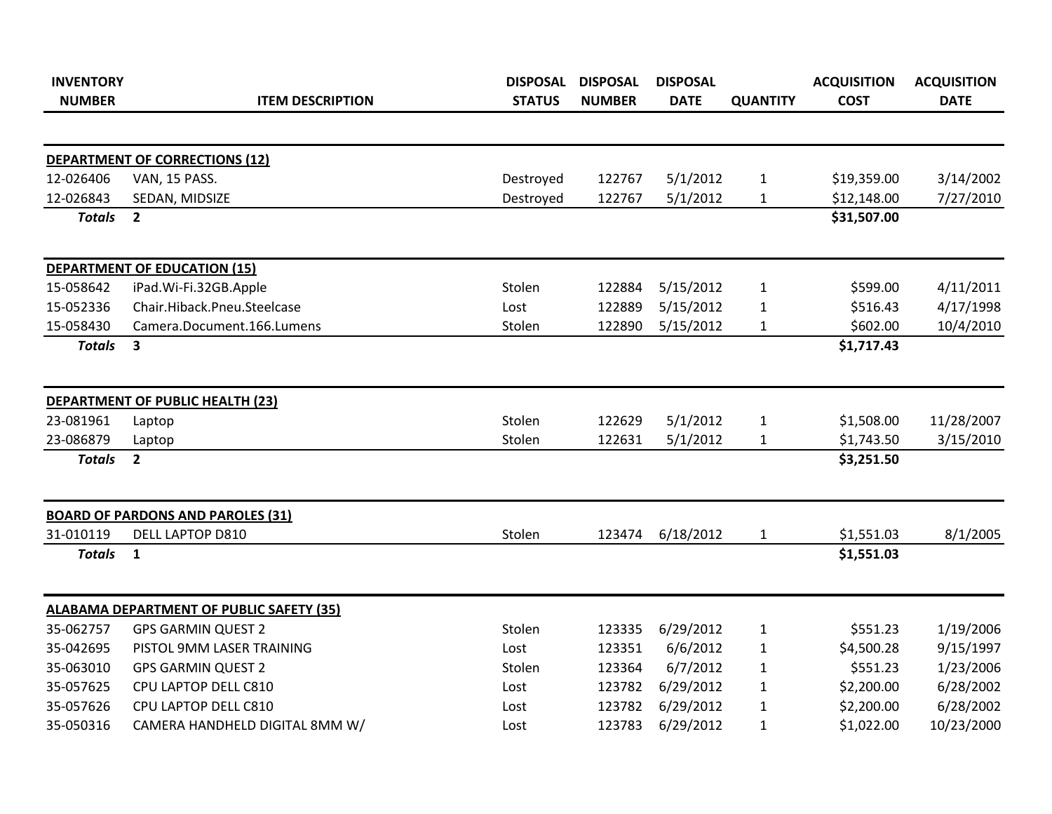| INVENTORY NUMBER | ITEM DESCRIPTION | DISPOSAL STATUS | DISPOSAL NUMBER | DISPOSAL DATE | QUANTITY | ACQUISITION COST | ACQUISITION DATE |
|---|---|---|---|---|---|---|---|
| **DEPARTMENT OF CORRECTIONS (12)** | | | | | | | |
| 12-026406 | VAN, 15 PASS. | Destroyed | 122767 | 5/1/2012 | 1 | $19,359.00 | 3/14/2002 |
| 12-026843 | SEDAN, MIDSIZE | Destroyed | 122767 | 5/1/2012 | 1 | $12,148.00 | 7/27/2010 |
| ***Totals*** | **2** | | | | | **$31,507.00** | |
| **DEPARTMENT OF EDUCATION (15)** | | | | | | | |
| 15-058642 | iPad.Wi-Fi.32GB.Apple | Stolen | 122884 | 5/15/2012 | 1 | $599.00 | 4/11/2011 |
| 15-052336 | Chair.Hiback.Pneu.Steelcase | Lost | 122889 | 5/15/2012 | 1 | $516.43 | 4/17/1998 |
| 15-058430 | Camera.Document.166.Lumens | Stolen | 122890 | 5/15/2012 | 1 | $602.00 | 10/4/2010 |
| ***Totals*** | **3** | | | | | **$1,717.43** | |
| **DEPARTMENT OF PUBLIC HEALTH (23)** | | | | | | | |
| 23-081961 | Laptop | Stolen | 122629 | 5/1/2012 | 1 | $1,508.00 | 11/28/2007 |
| 23-086879 | Laptop | Stolen | 122631 | 5/1/2012 | 1 | $1,743.50 | 3/15/2010 |
| ***Totals*** | **2** | | | | | **$3,251.50** | |
| **BOARD OF PARDONS AND PAROLES (31)** | | | | | | | |
| 31-010119 | DELL LAPTOP D810 | Stolen | 123474 | 6/18/2012 | 1 | $1,551.03 | 8/1/2005 |
| ***Totals*** | **1** | | | | | **$1,551.03** | |
| **ALABAMA DEPARTMENT OF PUBLIC SAFETY (35)** | | | | | | | |
| 35-062757 | GPS GARMIN QUEST 2 | Stolen | 123335 | 6/29/2012 | 1 | $551.23 | 1/19/2006 |
| 35-042695 | PISTOL 9MM LASER TRAINING | Lost | 123351 | 6/6/2012 | 1 | $4,500.28 | 9/15/1997 |
| 35-063010 | GPS GARMIN QUEST 2 | Stolen | 123364 | 6/7/2012 | 1 | $551.23 | 1/23/2006 |
| 35-057625 | CPU LAPTOP DELL C810 | Lost | 123782 | 6/29/2012 | 1 | $2,200.00 | 6/28/2002 |
| 35-057626 | CPU LAPTOP DELL C810 | Lost | 123782 | 6/29/2012 | 1 | $2,200.00 | 6/28/2002 |
| 35-050316 | CAMERA HANDHELD DIGITAL 8MM W/ | Lost | 123783 | 6/29/2012 | 1 | $1,022.00 | 10/23/2000 |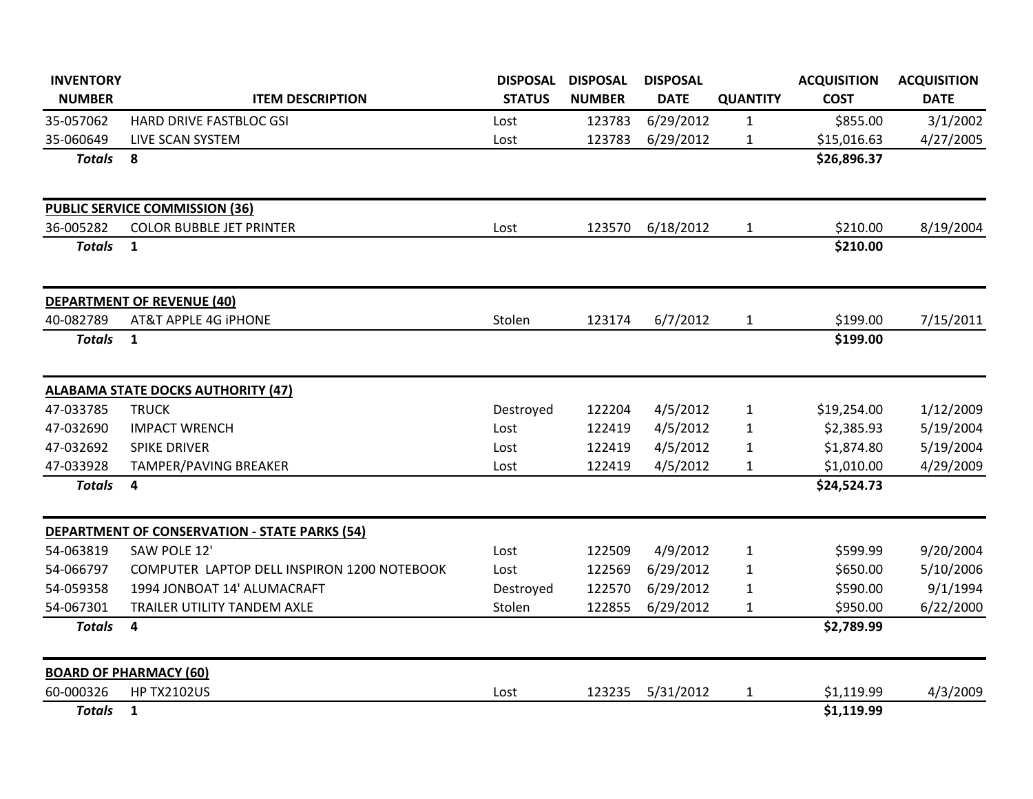| INVENTORY NUMBER | ITEM DESCRIPTION | DISPOSAL STATUS | DISPOSAL NUMBER | DISPOSAL DATE | QUANTITY | ACQUISITION COST | ACQUISITION DATE |
|---|---|---|---|---|---|---|---|
| 35-057062 | HARD DRIVE FASTBLOC GSI | Lost | 123783 | 6/29/2012 | 1 | $855.00 | 3/1/2002 |
| 35-060649 | LIVE SCAN SYSTEM | Lost | 123783 | 6/29/2012 | 1 | $15,016.63 | 4/27/2005 |
| ***Totals*** | **8** | | | | | **$26,896.37** | |
| **PUBLIC SERVICE COMMISSION (36)** | | | | | | | |
| 36-005282 | COLOR BUBBLE JET PRINTER | Lost | 123570 | 6/18/2012 | 1 | $210.00 | 8/19/2004 |
| ***Totals*** | **1** | | | | | **$210.00** | |
| **DEPARTMENT OF REVENUE (40)** | | | | | | | |
| 40-082789 | AT&T APPLE 4G iPHONE | Stolen | 123174 | 6/7/2012 | 1 | $199.00 | 7/15/2011 |
| ***Totals*** | **1** | | | | | **$199.00** | |
| **ALABAMA STATE DOCKS AUTHORITY (47)** | | | | | | | |
| 47-033785 | TRUCK | Destroyed | 122204 | 4/5/2012 | 1 | $19,254.00 | 1/12/2009 |
| 47-032690 | IMPACT WRENCH | Lost | 122419 | 4/5/2012 | 1 | $2,385.93 | 5/19/2004 |
| 47-032692 | SPIKE DRIVER | Lost | 122419 | 4/5/2012 | 1 | $1,874.80 | 5/19/2004 |
| 47-033928 | TAMPER/PAVING BREAKER | Lost | 122419 | 4/5/2012 | 1 | $1,010.00 | 4/29/2009 |
| ***Totals*** | **4** | | | | | **$24,524.73** | |
| **DEPARTMENT OF CONSERVATION - STATE PARKS (54)** | | | | | | | |
| 54-063819 | SAW POLE 12' | Lost | 122509 | 4/9/2012 | 1 | $599.99 | 9/20/2004 |
| 54-066797 | COMPUTER LAPTOP DELL INSPIRON 1200 NOTEBOOK | Lost | 122569 | 6/29/2012 | 1 | $650.00 | 5/10/2006 |
| 54-059358 | 1994 JONBOAT 14' ALUMACRAFT | Destroyed | 122570 | 6/29/2012 | 1 | $590.00 | 9/1/1994 |
| 54-067301 | TRAILER UTILITY TANDEM AXLE | Stolen | 122855 | 6/29/2012 | 1 | $950.00 | 6/22/2000 |
| ***Totals*** | **4** | | | | | **$2,789.99** | |
| **BOARD OF PHARMACY (60)** | | | | | | | |
| 60-000326 | HP TX2102US | Lost | 123235 | 5/31/2012 | 1 | $1,119.99 | 4/3/2009 |
| ***Totals*** | **1** | | | | | **$1,119.99** | |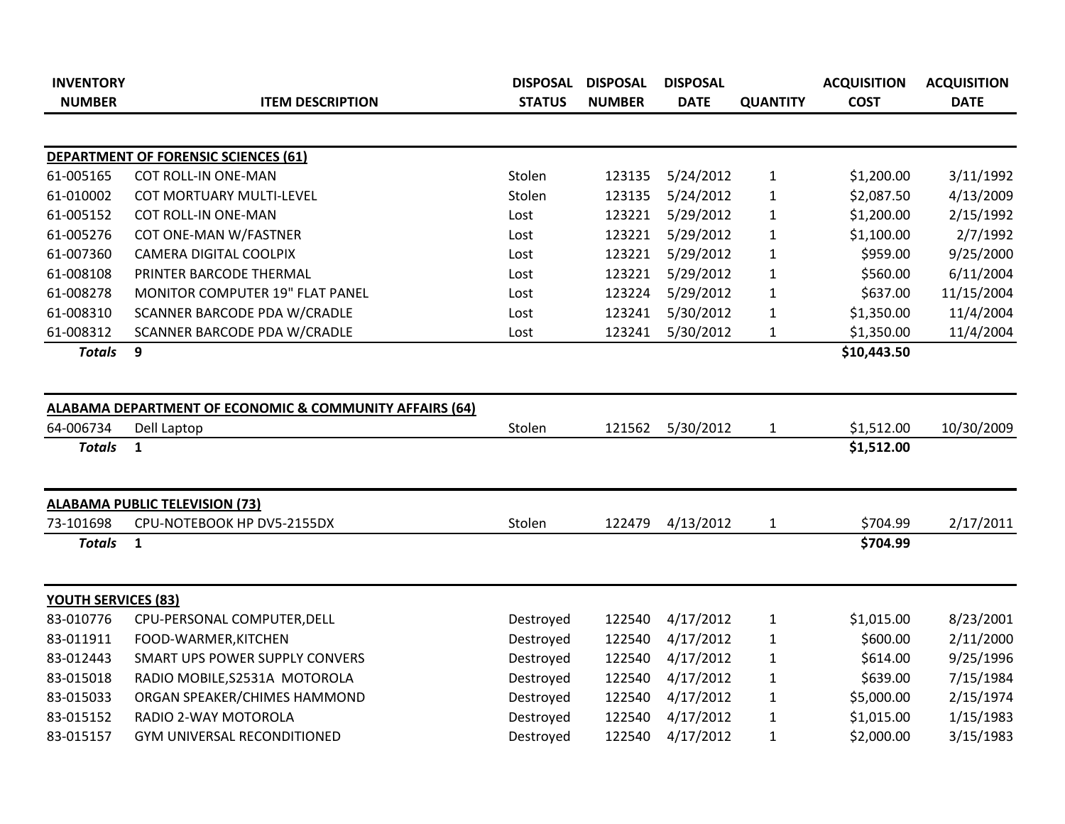| INVENTORY NUMBER | ITEM DESCRIPTION | DISPOSAL STATUS | DISPOSAL NUMBER | DISPOSAL DATE | QUANTITY | ACQUISITION COST | ACQUISITION DATE |
|---|---|---|---|---|---|---|---|
| **DEPARTMENT OF FORENSIC SCIENCES (61)** | | | | | | | |
| 61-005165 | COT ROLL-IN ONE-MAN | Stolen | 123135 | 5/24/2012 | 1 | $1,200.00 | 3/11/1992 |
| 61-010002 | COT MORTUARY MULTI-LEVEL | Stolen | 123135 | 5/24/2012 | 1 | $2,087.50 | 4/13/2009 |
| 61-005152 | COT ROLL-IN ONE-MAN | Lost | 123221 | 5/29/2012 | 1 | $1,200.00 | 2/15/1992 |
| 61-005276 | COT ONE-MAN W/FASTNER | Lost | 123221 | 5/29/2012 | 1 | $1,100.00 | 2/7/1992 |
| 61-007360 | CAMERA DIGITAL COOLPIX | Lost | 123221 | 5/29/2012 | 1 | $959.00 | 9/25/2000 |
| 61-008108 | PRINTER BARCODE THERMAL | Lost | 123221 | 5/29/2012 | 1 | $560.00 | 6/11/2004 |
| 61-008278 | MONITOR COMPUTER 19" FLAT PANEL | Lost | 123224 | 5/29/2012 | 1 | $637.00 | 11/15/2004 |
| 61-008310 | SCANNER BARCODE PDA W/CRADLE | Lost | 123241 | 5/30/2012 | 1 | $1,350.00 | 11/4/2004 |
| 61-008312 | SCANNER BARCODE PDA W/CRADLE | Lost | 123241 | 5/30/2012 | 1 | $1,350.00 | 11/4/2004 |
| ***Totals*** | **9** | | | | | **$10,443.50** | |
| **ALABAMA DEPARTMENT OF ECONOMIC & COMMUNITY AFFAIRS (64)** | | | | | | | |
| 64-006734 | Dell Laptop | Stolen | 121562 | 5/30/2012 | 1 | $1,512.00 | 10/30/2009 |
| ***Totals*** | **1** | | | | | **$1,512.00** | |
| **ALABAMA PUBLIC TELEVISION (73)** | | | | | | | |
| 73-101698 | CPU-NOTEBOOK HP DV5-2155DX | Stolen | 122479 | 4/13/2012 | 1 | $704.99 | 2/17/2011 |
| ***Totals*** | **1** | | | | | **$704.99** | |
| **YOUTH SERVICES (83)** | | | | | | | |
| 83-010776 | CPU-PERSONAL COMPUTER,DELL | Destroyed | 122540 | 4/17/2012 | 1 | $1,015.00 | 8/23/2001 |
| 83-011911 | FOOD-WARMER,KITCHEN | Destroyed | 122540 | 4/17/2012 | 1 | $600.00 | 2/11/2000 |
| 83-012443 | SMART UPS POWER SUPPLY CONVERS | Destroyed | 122540 | 4/17/2012 | 1 | $614.00 | 9/25/1996 |
| 83-015018 | RADIO MOBILE,S2531A MOTOROLA | Destroyed | 122540 | 4/17/2012 | 1 | $639.00 | 7/15/1984 |
| 83-015033 | ORGAN SPEAKER/CHIMES HAMMOND | Destroyed | 122540 | 4/17/2012 | 1 | $5,000.00 | 2/15/1974 |
| 83-015152 | RADIO 2-WAY MOTOROLA | Destroyed | 122540 | 4/17/2012 | 1 | $1,015.00 | 1/15/1983 |
| 83-015157 | GYM UNIVERSAL RECONDITIONED | Destroyed | 122540 | 4/17/2012 | 1 | $2,000.00 | 3/15/1983 |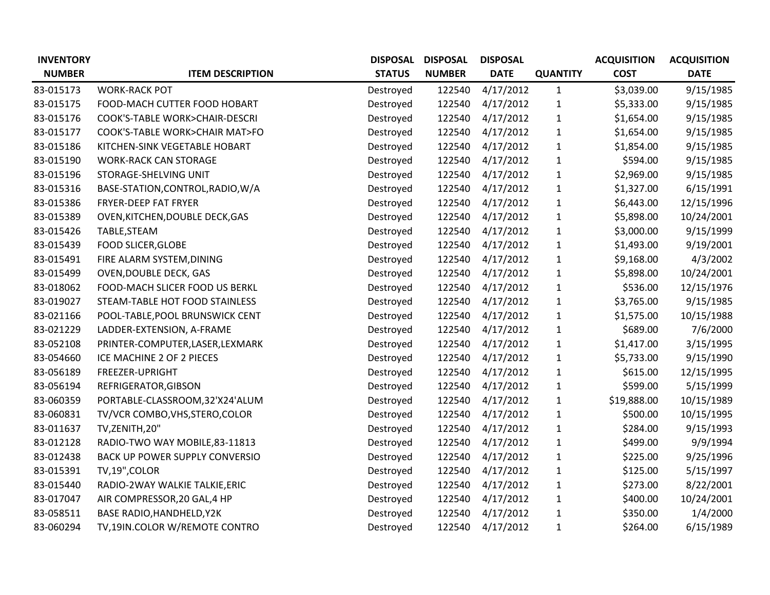| INVENTORY NUMBER | ITEM DESCRIPTION | DISPOSAL STATUS | DISPOSAL NUMBER | DISPOSAL DATE | QUANTITY | ACQUISITION COST | ACQUISITION DATE |
|---|---|---|---|---|---|---|---|
| 83-015173 | WORK-RACK POT | Destroyed | 122540 | 4/17/2012 | 1 | $3,039.00 | 9/15/1985 |
| 83-015175 | FOOD-MACH CUTTER FOOD HOBART | Destroyed | 122540 | 4/17/2012 | 1 | $5,333.00 | 9/15/1985 |
| 83-015176 | COOK'S-TABLE WORK>CHAIR-DESCRI | Destroyed | 122540 | 4/17/2012 | 1 | $1,654.00 | 9/15/1985 |
| 83-015177 | COOK'S-TABLE WORK>CHAIR MAT>FO | Destroyed | 122540 | 4/17/2012 | 1 | $1,654.00 | 9/15/1985 |
| 83-015186 | KITCHEN-SINK VEGETABLE HOBART | Destroyed | 122540 | 4/17/2012 | 1 | $1,854.00 | 9/15/1985 |
| 83-015190 | WORK-RACK CAN STORAGE | Destroyed | 122540 | 4/17/2012 | 1 | $594.00 | 9/15/1985 |
| 83-015196 | STORAGE-SHELVING UNIT | Destroyed | 122540 | 4/17/2012 | 1 | $2,969.00 | 9/15/1985 |
| 83-015316 | BASE-STATION,CONTROL,RADIO,W/A | Destroyed | 122540 | 4/17/2012 | 1 | $1,327.00 | 6/15/1991 |
| 83-015386 | FRYER-DEEP FAT FRYER | Destroyed | 122540 | 4/17/2012 | 1 | $6,443.00 | 12/15/1996 |
| 83-015389 | OVEN,KITCHEN,DOUBLE DECK,GAS | Destroyed | 122540 | 4/17/2012 | 1 | $5,898.00 | 10/24/2001 |
| 83-015426 | TABLE,STEAM | Destroyed | 122540 | 4/17/2012 | 1 | $3,000.00 | 9/15/1999 |
| 83-015439 | FOOD SLICER,GLOBE | Destroyed | 122540 | 4/17/2012 | 1 | $1,493.00 | 9/19/2001 |
| 83-015491 | FIRE ALARM SYSTEM,DINING | Destroyed | 122540 | 4/17/2012 | 1 | $9,168.00 | 4/3/2002 |
| 83-015499 | OVEN,DOUBLE DECK, GAS | Destroyed | 122540 | 4/17/2012 | 1 | $5,898.00 | 10/24/2001 |
| 83-018062 | FOOD-MACH SLICER FOOD US BERKL | Destroyed | 122540 | 4/17/2012 | 1 | $536.00 | 12/15/1976 |
| 83-019027 | STEAM-TABLE HOT FOOD STAINLESS | Destroyed | 122540 | 4/17/2012 | 1 | $3,765.00 | 9/15/1985 |
| 83-021166 | POOL-TABLE,POOL BRUNSWICK CENT | Destroyed | 122540 | 4/17/2012 | 1 | $1,575.00 | 10/15/1988 |
| 83-021229 | LADDER-EXTENSION, A-FRAME | Destroyed | 122540 | 4/17/2012 | 1 | $689.00 | 7/6/2000 |
| 83-052108 | PRINTER-COMPUTER,LASER,LEXMARK | Destroyed | 122540 | 4/17/2012 | 1 | $1,417.00 | 3/15/1995 |
| 83-054660 | ICE MACHINE 2 OF 2 PIECES | Destroyed | 122540 | 4/17/2012 | 1 | $5,733.00 | 9/15/1990 |
| 83-056189 | FREEZER-UPRIGHT | Destroyed | 122540 | 4/17/2012 | 1 | $615.00 | 12/15/1995 |
| 83-056194 | REFRIGERATOR,GIBSON | Destroyed | 122540 | 4/17/2012 | 1 | $599.00 | 5/15/1999 |
| 83-060359 | PORTABLE-CLASSROOM,32'X24'ALUM | Destroyed | 122540 | 4/17/2012 | 1 | $19,888.00 | 10/15/1989 |
| 83-060831 | TV/VCR COMBO,VHS,STERO,COLOR | Destroyed | 122540 | 4/17/2012 | 1 | $500.00 | 10/15/1995 |
| 83-011637 | TV,ZENITH,20" | Destroyed | 122540 | 4/17/2012 | 1 | $284.00 | 9/15/1993 |
| 83-012128 | RADIO-TWO WAY MOBILE,83-11813 | Destroyed | 122540 | 4/17/2012 | 1 | $499.00 | 9/9/1994 |
| 83-012438 | BACK UP POWER SUPPLY CONVERSIO | Destroyed | 122540 | 4/17/2012 | 1 | $225.00 | 9/25/1996 |
| 83-015391 | TV,19",COLOR | Destroyed | 122540 | 4/17/2012 | 1 | $125.00 | 5/15/1997 |
| 83-015440 | RADIO-2WAY WALKIE TALKIE,ERIC | Destroyed | 122540 | 4/17/2012 | 1 | $273.00 | 8/22/2001 |
| 83-017047 | AIR COMPRESSOR,20 GAL,4 HP | Destroyed | 122540 | 4/17/2012 | 1 | $400.00 | 10/24/2001 |
| 83-058511 | BASE RADIO,HANDHELD,Y2K | Destroyed | 122540 | 4/17/2012 | 1 | $350.00 | 1/4/2000 |
| 83-060294 | TV,19IN.COLOR W/REMOTE CONTRO | Destroyed | 122540 | 4/17/2012 | 1 | $264.00 | 6/15/1989 |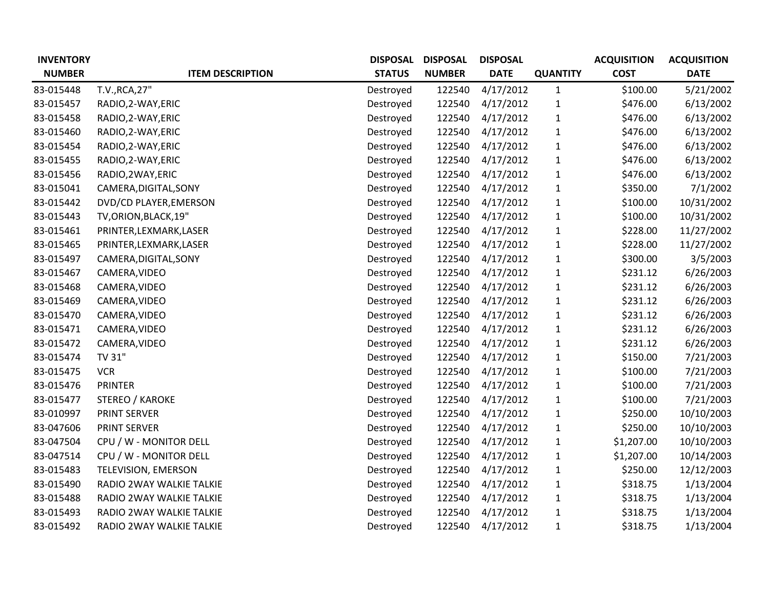| INVENTORY NUMBER | ITEM DESCRIPTION | DISPOSAL STATUS | DISPOSAL NUMBER | DISPOSAL DATE | QUANTITY | ACQUISITION COST | ACQUISITION DATE |
|---|---|---|---|---|---|---|---|
| 83-015448 | T.V.,RCA,27" | Destroyed | 122540 | 4/17/2012 | 1 | $100.00 | 5/21/2002 |
| 83-015457 | RADIO,2-WAY,ERIC | Destroyed | 122540 | 4/17/2012 | 1 | $476.00 | 6/13/2002 |
| 83-015458 | RADIO,2-WAY,ERIC | Destroyed | 122540 | 4/17/2012 | 1 | $476.00 | 6/13/2002 |
| 83-015460 | RADIO,2-WAY,ERIC | Destroyed | 122540 | 4/17/2012 | 1 | $476.00 | 6/13/2002 |
| 83-015454 | RADIO,2-WAY,ERIC | Destroyed | 122540 | 4/17/2012 | 1 | $476.00 | 6/13/2002 |
| 83-015455 | RADIO,2-WAY,ERIC | Destroyed | 122540 | 4/17/2012 | 1 | $476.00 | 6/13/2002 |
| 83-015456 | RADIO,2WAY,ERIC | Destroyed | 122540 | 4/17/2012 | 1 | $476.00 | 6/13/2002 |
| 83-015041 | CAMERA,DIGITAL,SONY | Destroyed | 122540 | 4/17/2012 | 1 | $350.00 | 7/1/2002 |
| 83-015442 | DVD/CD PLAYER,EMERSON | Destroyed | 122540 | 4/17/2012 | 1 | $100.00 | 10/31/2002 |
| 83-015443 | TV,ORION,BLACK,19" | Destroyed | 122540 | 4/17/2012 | 1 | $100.00 | 10/31/2002 |
| 83-015461 | PRINTER,LEXMARK,LASER | Destroyed | 122540 | 4/17/2012 | 1 | $228.00 | 11/27/2002 |
| 83-015465 | PRINTER,LEXMARK,LASER | Destroyed | 122540 | 4/17/2012 | 1 | $228.00 | 11/27/2002 |
| 83-015497 | CAMERA,DIGITAL,SONY | Destroyed | 122540 | 4/17/2012 | 1 | $300.00 | 3/5/2003 |
| 83-015467 | CAMERA,VIDEO | Destroyed | 122540 | 4/17/2012 | 1 | $231.12 | 6/26/2003 |
| 83-015468 | CAMERA,VIDEO | Destroyed | 122540 | 4/17/2012 | 1 | $231.12 | 6/26/2003 |
| 83-015469 | CAMERA,VIDEO | Destroyed | 122540 | 4/17/2012 | 1 | $231.12 | 6/26/2003 |
| 83-015470 | CAMERA,VIDEO | Destroyed | 122540 | 4/17/2012 | 1 | $231.12 | 6/26/2003 |
| 83-015471 | CAMERA,VIDEO | Destroyed | 122540 | 4/17/2012 | 1 | $231.12 | 6/26/2003 |
| 83-015472 | CAMERA,VIDEO | Destroyed | 122540 | 4/17/2012 | 1 | $231.12 | 6/26/2003 |
| 83-015474 | TV 31" | Destroyed | 122540 | 4/17/2012 | 1 | $150.00 | 7/21/2003 |
| 83-015475 | VCR | Destroyed | 122540 | 4/17/2012 | 1 | $100.00 | 7/21/2003 |
| 83-015476 | PRINTER | Destroyed | 122540 | 4/17/2012 | 1 | $100.00 | 7/21/2003 |
| 83-015477 | STEREO / KAROKE | Destroyed | 122540 | 4/17/2012 | 1 | $100.00 | 7/21/2003 |
| 83-010997 | PRINT SERVER | Destroyed | 122540 | 4/17/2012 | 1 | $250.00 | 10/10/2003 |
| 83-047606 | PRINT SERVER | Destroyed | 122540 | 4/17/2012 | 1 | $250.00 | 10/10/2003 |
| 83-047504 | CPU / W - MONITOR DELL | Destroyed | 122540 | 4/17/2012 | 1 | $1,207.00 | 10/10/2003 |
| 83-047514 | CPU / W - MONITOR DELL | Destroyed | 122540 | 4/17/2012 | 1 | $1,207.00 | 10/14/2003 |
| 83-015483 | TELEVISION, EMERSON | Destroyed | 122540 | 4/17/2012 | 1 | $250.00 | 12/12/2003 |
| 83-015490 | RADIO 2WAY WALKIE TALKIE | Destroyed | 122540 | 4/17/2012 | 1 | $318.75 | 1/13/2004 |
| 83-015488 | RADIO 2WAY WALKIE TALKIE | Destroyed | 122540 | 4/17/2012 | 1 | $318.75 | 1/13/2004 |
| 83-015493 | RADIO 2WAY WALKIE TALKIE | Destroyed | 122540 | 4/17/2012 | 1 | $318.75 | 1/13/2004 |
| 83-015492 | RADIO 2WAY WALKIE TALKIE | Destroyed | 122540 | 4/17/2012 | 1 | $318.75 | 1/13/2004 |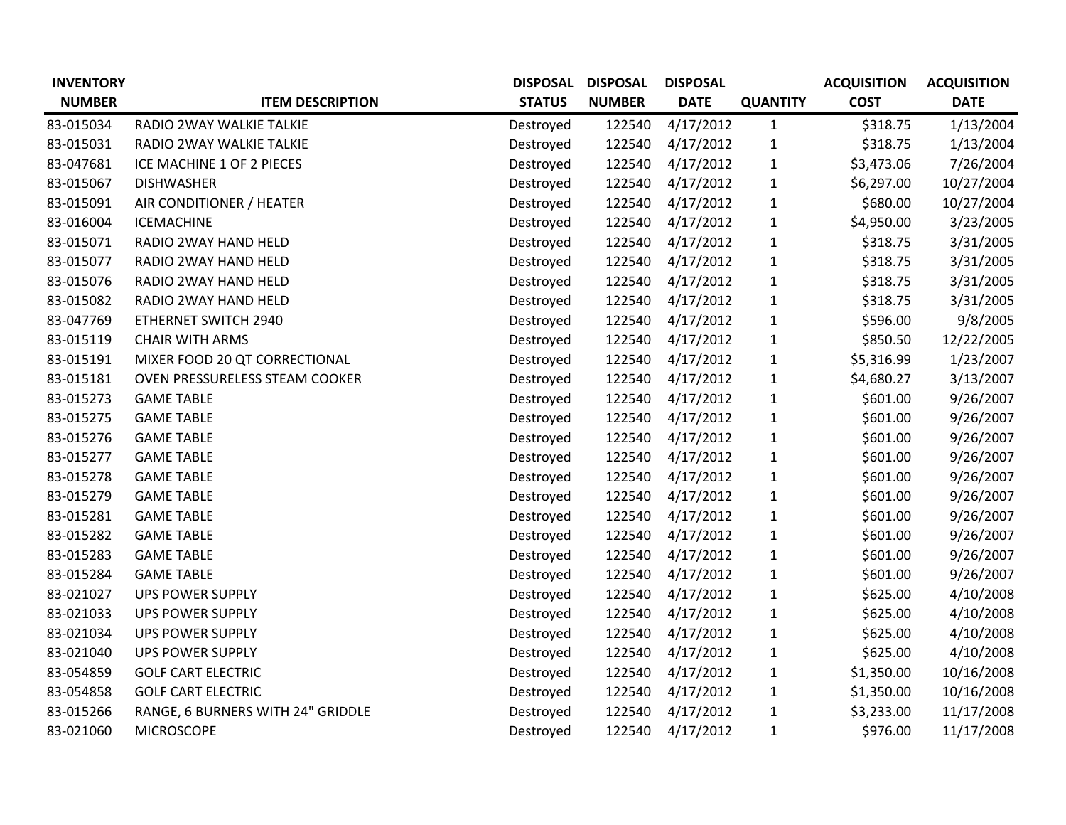| INVENTORY NUMBER | ITEM DESCRIPTION | DISPOSAL STATUS | DISPOSAL NUMBER | DISPOSAL DATE | QUANTITY | ACQUISITION COST | ACQUISITION DATE |
|---|---|---|---|---|---|---|---|
| 83-015034 | RADIO 2WAY WALKIE TALKIE | Destroyed | 122540 | 4/17/2012 | 1 | $318.75 | 1/13/2004 |
| 83-015031 | RADIO 2WAY WALKIE TALKIE | Destroyed | 122540 | 4/17/2012 | 1 | $318.75 | 1/13/2004 |
| 83-047681 | ICE MACHINE 1 OF 2 PIECES | Destroyed | 122540 | 4/17/2012 | 1 | $3,473.06 | 7/26/2004 |
| 83-015067 | DISHWASHER | Destroyed | 122540 | 4/17/2012 | 1 | $6,297.00 | 10/27/2004 |
| 83-015091 | AIR CONDITIONER / HEATER | Destroyed | 122540 | 4/17/2012 | 1 | $680.00 | 10/27/2004 |
| 83-016004 | ICEMACHINE | Destroyed | 122540 | 4/17/2012 | 1 | $4,950.00 | 3/23/2005 |
| 83-015071 | RADIO 2WAY HAND HELD | Destroyed | 122540 | 4/17/2012 | 1 | $318.75 | 3/31/2005 |
| 83-015077 | RADIO 2WAY HAND HELD | Destroyed | 122540 | 4/17/2012 | 1 | $318.75 | 3/31/2005 |
| 83-015076 | RADIO 2WAY HAND HELD | Destroyed | 122540 | 4/17/2012 | 1 | $318.75 | 3/31/2005 |
| 83-015082 | RADIO 2WAY HAND HELD | Destroyed | 122540 | 4/17/2012 | 1 | $318.75 | 3/31/2005 |
| 83-047769 | ETHERNET SWITCH 2940 | Destroyed | 122540 | 4/17/2012 | 1 | $596.00 | 9/8/2005 |
| 83-015119 | CHAIR WITH ARMS | Destroyed | 122540 | 4/17/2012 | 1 | $850.50 | 12/22/2005 |
| 83-015191 | MIXER FOOD 20 QT CORRECTIONAL | Destroyed | 122540 | 4/17/2012 | 1 | $5,316.99 | 1/23/2007 |
| 83-015181 | OVEN PRESSURELESS STEAM COOKER | Destroyed | 122540 | 4/17/2012 | 1 | $4,680.27 | 3/13/2007 |
| 83-015273 | GAME TABLE | Destroyed | 122540 | 4/17/2012 | 1 | $601.00 | 9/26/2007 |
| 83-015275 | GAME TABLE | Destroyed | 122540 | 4/17/2012 | 1 | $601.00 | 9/26/2007 |
| 83-015276 | GAME TABLE | Destroyed | 122540 | 4/17/2012 | 1 | $601.00 | 9/26/2007 |
| 83-015277 | GAME TABLE | Destroyed | 122540 | 4/17/2012 | 1 | $601.00 | 9/26/2007 |
| 83-015278 | GAME TABLE | Destroyed | 122540 | 4/17/2012 | 1 | $601.00 | 9/26/2007 |
| 83-015279 | GAME TABLE | Destroyed | 122540 | 4/17/2012 | 1 | $601.00 | 9/26/2007 |
| 83-015281 | GAME TABLE | Destroyed | 122540 | 4/17/2012 | 1 | $601.00 | 9/26/2007 |
| 83-015282 | GAME TABLE | Destroyed | 122540 | 4/17/2012 | 1 | $601.00 | 9/26/2007 |
| 83-015283 | GAME TABLE | Destroyed | 122540 | 4/17/2012 | 1 | $601.00 | 9/26/2007 |
| 83-015284 | GAME TABLE | Destroyed | 122540 | 4/17/2012 | 1 | $601.00 | 9/26/2007 |
| 83-021027 | UPS POWER SUPPLY | Destroyed | 122540 | 4/17/2012 | 1 | $625.00 | 4/10/2008 |
| 83-021033 | UPS POWER SUPPLY | Destroyed | 122540 | 4/17/2012 | 1 | $625.00 | 4/10/2008 |
| 83-021034 | UPS POWER SUPPLY | Destroyed | 122540 | 4/17/2012 | 1 | $625.00 | 4/10/2008 |
| 83-021040 | UPS POWER SUPPLY | Destroyed | 122540 | 4/17/2012 | 1 | $625.00 | 4/10/2008 |
| 83-054859 | GOLF CART ELECTRIC | Destroyed | 122540 | 4/17/2012 | 1 | $1,350.00 | 10/16/2008 |
| 83-054858 | GOLF CART ELECTRIC | Destroyed | 122540 | 4/17/2012 | 1 | $1,350.00 | 10/16/2008 |
| 83-015266 | RANGE, 6 BURNERS WITH 24" GRIDDLE | Destroyed | 122540 | 4/17/2012 | 1 | $3,233.00 | 11/17/2008 |
| 83-021060 | MICROSCOPE | Destroyed | 122540 | 4/17/2012 | 1 | $976.00 | 11/17/2008 |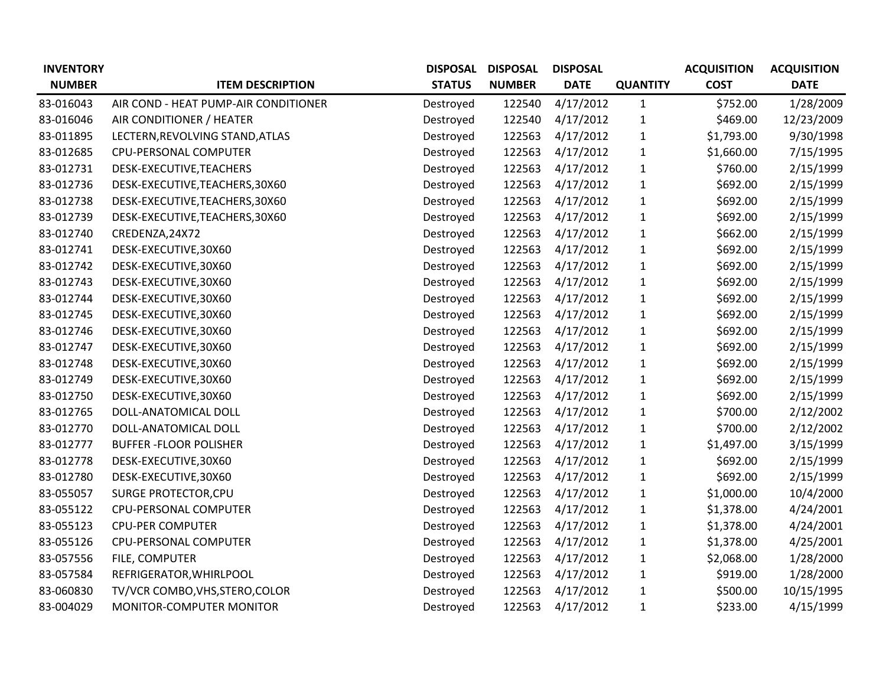| INVENTORY NUMBER | ITEM DESCRIPTION | DISPOSAL STATUS | DISPOSAL NUMBER | DISPOSAL DATE | QUANTITY | ACQUISITION COST | ACQUISITION DATE |
|---|---|---|---|---|---|---|---|
| 83-016043 | AIR COND - HEAT PUMP-AIR CONDITIONER | Destroyed | 122540 | 4/17/2012 | 1 | $752.00 | 1/28/2009 |
| 83-016046 | AIR CONDITIONER / HEATER | Destroyed | 122540 | 4/17/2012 | 1 | $469.00 | 12/23/2009 |
| 83-011895 | LECTERN,REVOLVING STAND,ATLAS | Destroyed | 122563 | 4/17/2012 | 1 | $1,793.00 | 9/30/1998 |
| 83-012685 | CPU-PERSONAL COMPUTER | Destroyed | 122563 | 4/17/2012 | 1 | $1,660.00 | 7/15/1995 |
| 83-012731 | DESK-EXECUTIVE,TEACHERS | Destroyed | 122563 | 4/17/2012 | 1 | $760.00 | 2/15/1999 |
| 83-012736 | DESK-EXECUTIVE,TEACHERS,30X60 | Destroyed | 122563 | 4/17/2012 | 1 | $692.00 | 2/15/1999 |
| 83-012738 | DESK-EXECUTIVE,TEACHERS,30X60 | Destroyed | 122563 | 4/17/2012 | 1 | $692.00 | 2/15/1999 |
| 83-012739 | DESK-EXECUTIVE,TEACHERS,30X60 | Destroyed | 122563 | 4/17/2012 | 1 | $692.00 | 2/15/1999 |
| 83-012740 | CREDENZA,24X72 | Destroyed | 122563 | 4/17/2012 | 1 | $662.00 | 2/15/1999 |
| 83-012741 | DESK-EXECUTIVE,30X60 | Destroyed | 122563 | 4/17/2012 | 1 | $692.00 | 2/15/1999 |
| 83-012742 | DESK-EXECUTIVE,30X60 | Destroyed | 122563 | 4/17/2012 | 1 | $692.00 | 2/15/1999 |
| 83-012743 | DESK-EXECUTIVE,30X60 | Destroyed | 122563 | 4/17/2012 | 1 | $692.00 | 2/15/1999 |
| 83-012744 | DESK-EXECUTIVE,30X60 | Destroyed | 122563 | 4/17/2012 | 1 | $692.00 | 2/15/1999 |
| 83-012745 | DESK-EXECUTIVE,30X60 | Destroyed | 122563 | 4/17/2012 | 1 | $692.00 | 2/15/1999 |
| 83-012746 | DESK-EXECUTIVE,30X60 | Destroyed | 122563 | 4/17/2012 | 1 | $692.00 | 2/15/1999 |
| 83-012747 | DESK-EXECUTIVE,30X60 | Destroyed | 122563 | 4/17/2012 | 1 | $692.00 | 2/15/1999 |
| 83-012748 | DESK-EXECUTIVE,30X60 | Destroyed | 122563 | 4/17/2012 | 1 | $692.00 | 2/15/1999 |
| 83-012749 | DESK-EXECUTIVE,30X60 | Destroyed | 122563 | 4/17/2012 | 1 | $692.00 | 2/15/1999 |
| 83-012750 | DESK-EXECUTIVE,30X60 | Destroyed | 122563 | 4/17/2012 | 1 | $692.00 | 2/15/1999 |
| 83-012765 | DOLL-ANATOMICAL DOLL | Destroyed | 122563 | 4/17/2012 | 1 | $700.00 | 2/12/2002 |
| 83-012770 | DOLL-ANATOMICAL DOLL | Destroyed | 122563 | 4/17/2012 | 1 | $700.00 | 2/12/2002 |
| 83-012777 | BUFFER -FLOOR POLISHER | Destroyed | 122563 | 4/17/2012 | 1 | $1,497.00 | 3/15/1999 |
| 83-012778 | DESK-EXECUTIVE,30X60 | Destroyed | 122563 | 4/17/2012 | 1 | $692.00 | 2/15/1999 |
| 83-012780 | DESK-EXECUTIVE,30X60 | Destroyed | 122563 | 4/17/2012 | 1 | $692.00 | 2/15/1999 |
| 83-055057 | SURGE PROTECTOR,CPU | Destroyed | 122563 | 4/17/2012 | 1 | $1,000.00 | 10/4/2000 |
| 83-055122 | CPU-PERSONAL COMPUTER | Destroyed | 122563 | 4/17/2012 | 1 | $1,378.00 | 4/24/2001 |
| 83-055123 | CPU-PER COMPUTER | Destroyed | 122563 | 4/17/2012 | 1 | $1,378.00 | 4/24/2001 |
| 83-055126 | CPU-PERSONAL COMPUTER | Destroyed | 122563 | 4/17/2012 | 1 | $1,378.00 | 4/25/2001 |
| 83-057556 | FILE, COMPUTER | Destroyed | 122563 | 4/17/2012 | 1 | $2,068.00 | 1/28/2000 |
| 83-057584 | REFRIGERATOR,WHIRLPOOL | Destroyed | 122563 | 4/17/2012 | 1 | $919.00 | 1/28/2000 |
| 83-060830 | TV/VCR COMBO,VHS,STERO,COLOR | Destroyed | 122563 | 4/17/2012 | 1 | $500.00 | 10/15/1995 |
| 83-004029 | MONITOR-COMPUTER MONITOR | Destroyed | 122563 | 4/17/2012 | 1 | $233.00 | 4/15/1999 |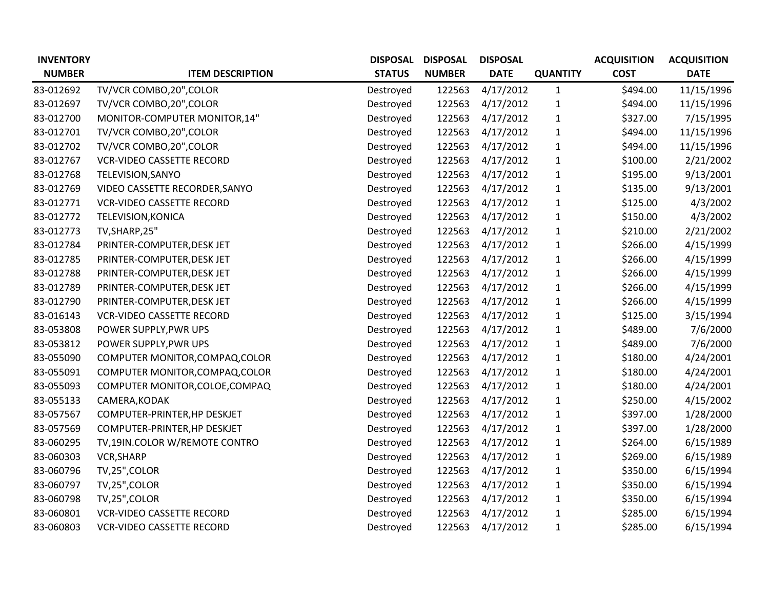| INVENTORY NUMBER | ITEM DESCRIPTION | DISPOSAL STATUS | DISPOSAL NUMBER | DISPOSAL DATE | QUANTITY | ACQUISITION COST | ACQUISITION DATE |
|---|---|---|---|---|---|---|---|
| 83-012692 | TV/VCR COMBO,20",COLOR | Destroyed | 122563 | 4/17/2012 | 1 | $494.00 | 11/15/1996 |
| 83-012697 | TV/VCR COMBO,20",COLOR | Destroyed | 122563 | 4/17/2012 | 1 | $494.00 | 11/15/1996 |
| 83-012700 | MONITOR-COMPUTER MONITOR,14" | Destroyed | 122563 | 4/17/2012 | 1 | $327.00 | 7/15/1995 |
| 83-012701 | TV/VCR COMBO,20",COLOR | Destroyed | 122563 | 4/17/2012 | 1 | $494.00 | 11/15/1996 |
| 83-012702 | TV/VCR COMBO,20",COLOR | Destroyed | 122563 | 4/17/2012 | 1 | $494.00 | 11/15/1996 |
| 83-012767 | VCR-VIDEO CASSETTE RECORD | Destroyed | 122563 | 4/17/2012 | 1 | $100.00 | 2/21/2002 |
| 83-012768 | TELEVISION,SANYO | Destroyed | 122563 | 4/17/2012 | 1 | $195.00 | 9/13/2001 |
| 83-012769 | VIDEO CASSETTE RECORDER,SANYO | Destroyed | 122563 | 4/17/2012 | 1 | $135.00 | 9/13/2001 |
| 83-012771 | VCR-VIDEO CASSETTE RECORD | Destroyed | 122563 | 4/17/2012 | 1 | $125.00 | 4/3/2002 |
| 83-012772 | TELEVISION,KONICA | Destroyed | 122563 | 4/17/2012 | 1 | $150.00 | 4/3/2002 |
| 83-012773 | TV,SHARP,25" | Destroyed | 122563 | 4/17/2012 | 1 | $210.00 | 2/21/2002 |
| 83-012784 | PRINTER-COMPUTER,DESK JET | Destroyed | 122563 | 4/17/2012 | 1 | $266.00 | 4/15/1999 |
| 83-012785 | PRINTER-COMPUTER,DESK JET | Destroyed | 122563 | 4/17/2012 | 1 | $266.00 | 4/15/1999 |
| 83-012788 | PRINTER-COMPUTER,DESK JET | Destroyed | 122563 | 4/17/2012 | 1 | $266.00 | 4/15/1999 |
| 83-012789 | PRINTER-COMPUTER,DESK JET | Destroyed | 122563 | 4/17/2012 | 1 | $266.00 | 4/15/1999 |
| 83-012790 | PRINTER-COMPUTER,DESK JET | Destroyed | 122563 | 4/17/2012 | 1 | $266.00 | 4/15/1999 |
| 83-016143 | VCR-VIDEO CASSETTE RECORD | Destroyed | 122563 | 4/17/2012 | 1 | $125.00 | 3/15/1994 |
| 83-053808 | POWER SUPPLY,PWR UPS | Destroyed | 122563 | 4/17/2012 | 1 | $489.00 | 7/6/2000 |
| 83-053812 | POWER SUPPLY,PWR UPS | Destroyed | 122563 | 4/17/2012 | 1 | $489.00 | 7/6/2000 |
| 83-055090 | COMPUTER MONITOR,COMPAQ,COLOR | Destroyed | 122563 | 4/17/2012 | 1 | $180.00 | 4/24/2001 |
| 83-055091 | COMPUTER MONITOR,COMPAQ,COLOR | Destroyed | 122563 | 4/17/2012 | 1 | $180.00 | 4/24/2001 |
| 83-055093 | COMPUTER MONITOR,COLOE,COMPAQ | Destroyed | 122563 | 4/17/2012 | 1 | $180.00 | 4/24/2001 |
| 83-055133 | CAMERA,KODAK | Destroyed | 122563 | 4/17/2012 | 1 | $250.00 | 4/15/2002 |
| 83-057567 | COMPUTER-PRINTER,HP DESKJET | Destroyed | 122563 | 4/17/2012 | 1 | $397.00 | 1/28/2000 |
| 83-057569 | COMPUTER-PRINTER,HP DESKJET | Destroyed | 122563 | 4/17/2012 | 1 | $397.00 | 1/28/2000 |
| 83-060295 | TV,19IN.COLOR W/REMOTE CONTRO | Destroyed | 122563 | 4/17/2012 | 1 | $264.00 | 6/15/1989 |
| 83-060303 | VCR,SHARP | Destroyed | 122563 | 4/17/2012 | 1 | $269.00 | 6/15/1989 |
| 83-060796 | TV,25",COLOR | Destroyed | 122563 | 4/17/2012 | 1 | $350.00 | 6/15/1994 |
| 83-060797 | TV,25",COLOR | Destroyed | 122563 | 4/17/2012 | 1 | $350.00 | 6/15/1994 |
| 83-060798 | TV,25",COLOR | Destroyed | 122563 | 4/17/2012 | 1 | $350.00 | 6/15/1994 |
| 83-060801 | VCR-VIDEO CASSETTE RECORD | Destroyed | 122563 | 4/17/2012 | 1 | $285.00 | 6/15/1994 |
| 83-060803 | VCR-VIDEO CASSETTE RECORD | Destroyed | 122563 | 4/17/2012 | 1 | $285.00 | 6/15/1994 |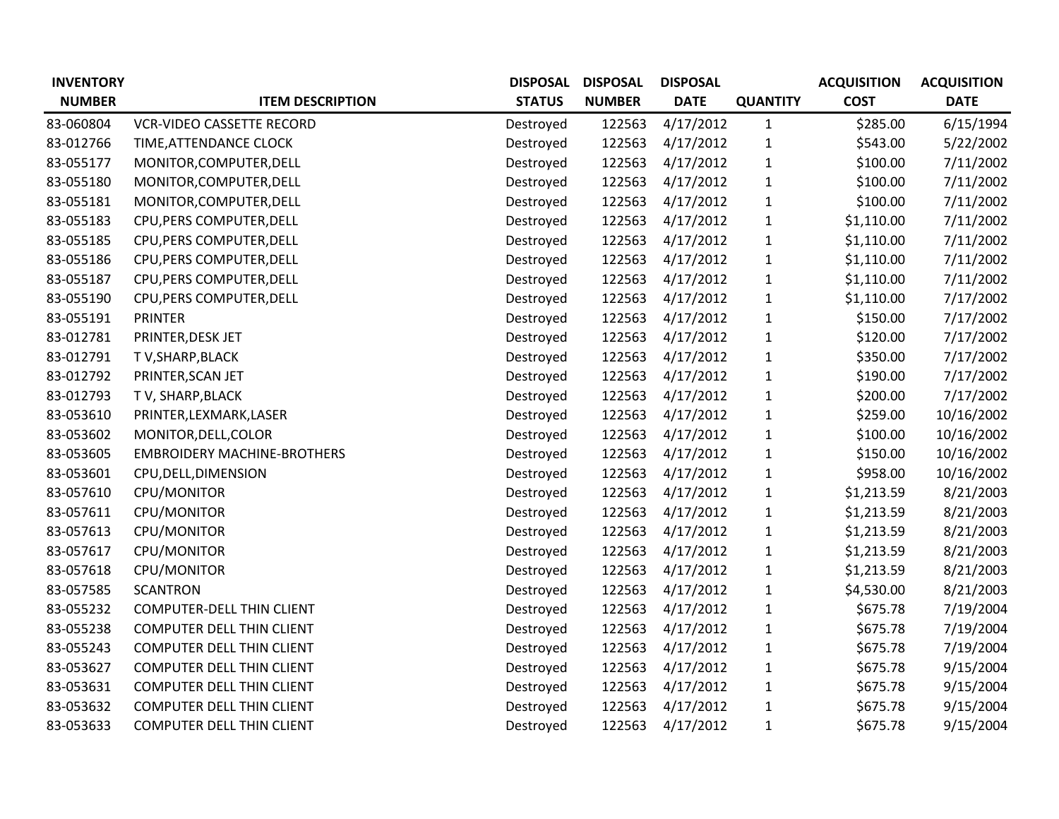| INVENTORY NUMBER | ITEM DESCRIPTION | DISPOSAL STATUS | DISPOSAL NUMBER | DISPOSAL DATE | QUANTITY | ACQUISITION COST | ACQUISITION DATE |
|---|---|---|---|---|---|---|---|
| 83-060804 | VCR-VIDEO CASSETTE RECORD | Destroyed | 122563 | 4/17/2012 | 1 | $285.00 | 6/15/1994 |
| 83-012766 | TIME,ATTENDANCE CLOCK | Destroyed | 122563 | 4/17/2012 | 1 | $543.00 | 5/22/2002 |
| 83-055177 | MONITOR,COMPUTER,DELL | Destroyed | 122563 | 4/17/2012 | 1 | $100.00 | 7/11/2002 |
| 83-055180 | MONITOR,COMPUTER,DELL | Destroyed | 122563 | 4/17/2012 | 1 | $100.00 | 7/11/2002 |
| 83-055181 | MONITOR,COMPUTER,DELL | Destroyed | 122563 | 4/17/2012 | 1 | $100.00 | 7/11/2002 |
| 83-055183 | CPU,PERS COMPUTER,DELL | Destroyed | 122563 | 4/17/2012 | 1 | $1,110.00 | 7/11/2002 |
| 83-055185 | CPU,PERS COMPUTER,DELL | Destroyed | 122563 | 4/17/2012 | 1 | $1,110.00 | 7/11/2002 |
| 83-055186 | CPU,PERS COMPUTER,DELL | Destroyed | 122563 | 4/17/2012 | 1 | $1,110.00 | 7/11/2002 |
| 83-055187 | CPU,PERS COMPUTER,DELL | Destroyed | 122563 | 4/17/2012 | 1 | $1,110.00 | 7/11/2002 |
| 83-055190 | CPU,PERS COMPUTER,DELL | Destroyed | 122563 | 4/17/2012 | 1 | $1,110.00 | 7/17/2002 |
| 83-055191 | PRINTER | Destroyed | 122563 | 4/17/2012 | 1 | $150.00 | 7/17/2002 |
| 83-012781 | PRINTER,DESK JET | Destroyed | 122563 | 4/17/2012 | 1 | $120.00 | 7/17/2002 |
| 83-012791 | T V,SHARP,BLACK | Destroyed | 122563 | 4/17/2012 | 1 | $350.00 | 7/17/2002 |
| 83-012792 | PRINTER,SCAN JET | Destroyed | 122563 | 4/17/2012 | 1 | $190.00 | 7/17/2002 |
| 83-012793 | T V, SHARP,BLACK | Destroyed | 122563 | 4/17/2012 | 1 | $200.00 | 7/17/2002 |
| 83-053610 | PRINTER,LEXMARK,LASER | Destroyed | 122563 | 4/17/2012 | 1 | $259.00 | 10/16/2002 |
| 83-053602 | MONITOR,DELL,COLOR | Destroyed | 122563 | 4/17/2012 | 1 | $100.00 | 10/16/2002 |
| 83-053605 | EMBROIDERY MACHINE-BROTHERS | Destroyed | 122563 | 4/17/2012 | 1 | $150.00 | 10/16/2002 |
| 83-053601 | CPU,DELL,DIMENSION | Destroyed | 122563 | 4/17/2012 | 1 | $958.00 | 10/16/2002 |
| 83-057610 | CPU/MONITOR | Destroyed | 122563 | 4/17/2012 | 1 | $1,213.59 | 8/21/2003 |
| 83-057611 | CPU/MONITOR | Destroyed | 122563 | 4/17/2012 | 1 | $1,213.59 | 8/21/2003 |
| 83-057613 | CPU/MONITOR | Destroyed | 122563 | 4/17/2012 | 1 | $1,213.59 | 8/21/2003 |
| 83-057617 | CPU/MONITOR | Destroyed | 122563 | 4/17/2012 | 1 | $1,213.59 | 8/21/2003 |
| 83-057618 | CPU/MONITOR | Destroyed | 122563 | 4/17/2012 | 1 | $1,213.59 | 8/21/2003 |
| 83-057585 | SCANTRON | Destroyed | 122563 | 4/17/2012 | 1 | $4,530.00 | 8/21/2003 |
| 83-055232 | COMPUTER-DELL THIN CLIENT | Destroyed | 122563 | 4/17/2012 | 1 | $675.78 | 7/19/2004 |
| 83-055238 | COMPUTER DELL THIN CLIENT | Destroyed | 122563 | 4/17/2012 | 1 | $675.78 | 7/19/2004 |
| 83-055243 | COMPUTER DELL THIN CLIENT | Destroyed | 122563 | 4/17/2012 | 1 | $675.78 | 7/19/2004 |
| 83-053627 | COMPUTER DELL THIN CLIENT | Destroyed | 122563 | 4/17/2012 | 1 | $675.78 | 9/15/2004 |
| 83-053631 | COMPUTER DELL THIN CLIENT | Destroyed | 122563 | 4/17/2012 | 1 | $675.78 | 9/15/2004 |
| 83-053632 | COMPUTER DELL THIN CLIENT | Destroyed | 122563 | 4/17/2012 | 1 | $675.78 | 9/15/2004 |
| 83-053633 | COMPUTER DELL THIN CLIENT | Destroyed | 122563 | 4/17/2012 | 1 | $675.78 | 9/15/2004 |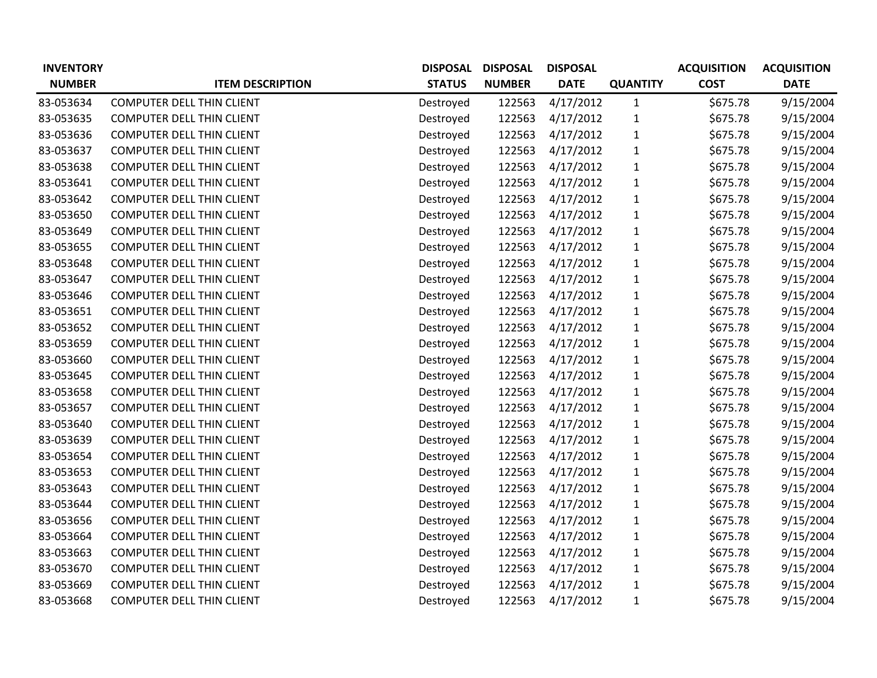| INVENTORY NUMBER | ITEM DESCRIPTION | DISPOSAL STATUS | DISPOSAL NUMBER | DISPOSAL DATE | QUANTITY | ACQUISITION COST | ACQUISITION DATE |
|---|---|---|---|---|---|---|---|
| 83-053634 | COMPUTER DELL THIN CLIENT | Destroyed | 122563 | 4/17/2012 | 1 | $675.78 | 9/15/2004 |
| 83-053635 | COMPUTER DELL THIN CLIENT | Destroyed | 122563 | 4/17/2012 | 1 | $675.78 | 9/15/2004 |
| 83-053636 | COMPUTER DELL THIN CLIENT | Destroyed | 122563 | 4/17/2012 | 1 | $675.78 | 9/15/2004 |
| 83-053637 | COMPUTER DELL THIN CLIENT | Destroyed | 122563 | 4/17/2012 | 1 | $675.78 | 9/15/2004 |
| 83-053638 | COMPUTER DELL THIN CLIENT | Destroyed | 122563 | 4/17/2012 | 1 | $675.78 | 9/15/2004 |
| 83-053641 | COMPUTER DELL THIN CLIENT | Destroyed | 122563 | 4/17/2012 | 1 | $675.78 | 9/15/2004 |
| 83-053642 | COMPUTER DELL THIN CLIENT | Destroyed | 122563 | 4/17/2012 | 1 | $675.78 | 9/15/2004 |
| 83-053650 | COMPUTER DELL THIN CLIENT | Destroyed | 122563 | 4/17/2012 | 1 | $675.78 | 9/15/2004 |
| 83-053649 | COMPUTER DELL THIN CLIENT | Destroyed | 122563 | 4/17/2012 | 1 | $675.78 | 9/15/2004 |
| 83-053655 | COMPUTER DELL THIN CLIENT | Destroyed | 122563 | 4/17/2012 | 1 | $675.78 | 9/15/2004 |
| 83-053648 | COMPUTER DELL THIN CLIENT | Destroyed | 122563 | 4/17/2012 | 1 | $675.78 | 9/15/2004 |
| 83-053647 | COMPUTER DELL THIN CLIENT | Destroyed | 122563 | 4/17/2012 | 1 | $675.78 | 9/15/2004 |
| 83-053646 | COMPUTER DELL THIN CLIENT | Destroyed | 122563 | 4/17/2012 | 1 | $675.78 | 9/15/2004 |
| 83-053651 | COMPUTER DELL THIN CLIENT | Destroyed | 122563 | 4/17/2012 | 1 | $675.78 | 9/15/2004 |
| 83-053652 | COMPUTER DELL THIN CLIENT | Destroyed | 122563 | 4/17/2012 | 1 | $675.78 | 9/15/2004 |
| 83-053659 | COMPUTER DELL THIN CLIENT | Destroyed | 122563 | 4/17/2012 | 1 | $675.78 | 9/15/2004 |
| 83-053660 | COMPUTER DELL THIN CLIENT | Destroyed | 122563 | 4/17/2012 | 1 | $675.78 | 9/15/2004 |
| 83-053645 | COMPUTER DELL THIN CLIENT | Destroyed | 122563 | 4/17/2012 | 1 | $675.78 | 9/15/2004 |
| 83-053658 | COMPUTER DELL THIN CLIENT | Destroyed | 122563 | 4/17/2012 | 1 | $675.78 | 9/15/2004 |
| 83-053657 | COMPUTER DELL THIN CLIENT | Destroyed | 122563 | 4/17/2012 | 1 | $675.78 | 9/15/2004 |
| 83-053640 | COMPUTER DELL THIN CLIENT | Destroyed | 122563 | 4/17/2012 | 1 | $675.78 | 9/15/2004 |
| 83-053639 | COMPUTER DELL THIN CLIENT | Destroyed | 122563 | 4/17/2012 | 1 | $675.78 | 9/15/2004 |
| 83-053654 | COMPUTER DELL THIN CLIENT | Destroyed | 122563 | 4/17/2012 | 1 | $675.78 | 9/15/2004 |
| 83-053653 | COMPUTER DELL THIN CLIENT | Destroyed | 122563 | 4/17/2012 | 1 | $675.78 | 9/15/2004 |
| 83-053643 | COMPUTER DELL THIN CLIENT | Destroyed | 122563 | 4/17/2012 | 1 | $675.78 | 9/15/2004 |
| 83-053644 | COMPUTER DELL THIN CLIENT | Destroyed | 122563 | 4/17/2012 | 1 | $675.78 | 9/15/2004 |
| 83-053656 | COMPUTER DELL THIN CLIENT | Destroyed | 122563 | 4/17/2012 | 1 | $675.78 | 9/15/2004 |
| 83-053664 | COMPUTER DELL THIN CLIENT | Destroyed | 122563 | 4/17/2012 | 1 | $675.78 | 9/15/2004 |
| 83-053663 | COMPUTER DELL THIN CLIENT | Destroyed | 122563 | 4/17/2012 | 1 | $675.78 | 9/15/2004 |
| 83-053670 | COMPUTER DELL THIN CLIENT | Destroyed | 122563 | 4/17/2012 | 1 | $675.78 | 9/15/2004 |
| 83-053669 | COMPUTER DELL THIN CLIENT | Destroyed | 122563 | 4/17/2012 | 1 | $675.78 | 9/15/2004 |
| 83-053668 | COMPUTER DELL THIN CLIENT | Destroyed | 122563 | 4/17/2012 | 1 | $675.78 | 9/15/2004 |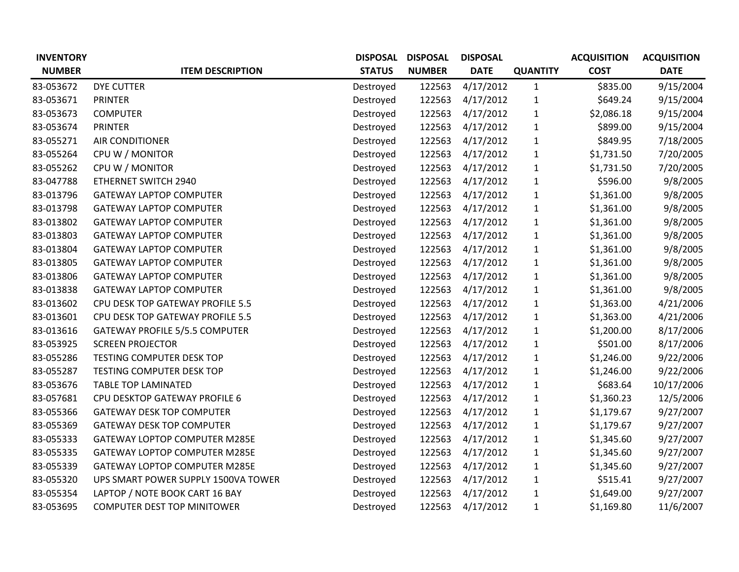| INVENTORY NUMBER | ITEM DESCRIPTION | DISPOSAL STATUS | DISPOSAL NUMBER | DISPOSAL DATE | QUANTITY | ACQUISITION COST | ACQUISITION DATE |
|---|---|---|---|---|---|---|---|
| 83-053672 | DYE CUTTER | Destroyed | 122563 | 4/17/2012 | 1 | $835.00 | 9/15/2004 |
| 83-053671 | PRINTER | Destroyed | 122563 | 4/17/2012 | 1 | $649.24 | 9/15/2004 |
| 83-053673 | COMPUTER | Destroyed | 122563 | 4/17/2012 | 1 | $2,086.18 | 9/15/2004 |
| 83-053674 | PRINTER | Destroyed | 122563 | 4/17/2012 | 1 | $899.00 | 9/15/2004 |
| 83-055271 | AIR CONDITIONER | Destroyed | 122563 | 4/17/2012 | 1 | $849.95 | 7/18/2005 |
| 83-055264 | CPU W / MONITOR | Destroyed | 122563 | 4/17/2012 | 1 | $1,731.50 | 7/20/2005 |
| 83-055262 | CPU W / MONITOR | Destroyed | 122563 | 4/17/2012 | 1 | $1,731.50 | 7/20/2005 |
| 83-047788 | ETHERNET SWITCH 2940 | Destroyed | 122563 | 4/17/2012 | 1 | $596.00 | 9/8/2005 |
| 83-013796 | GATEWAY LAPTOP COMPUTER | Destroyed | 122563 | 4/17/2012 | 1 | $1,361.00 | 9/8/2005 |
| 83-013798 | GATEWAY LAPTOP COMPUTER | Destroyed | 122563 | 4/17/2012 | 1 | $1,361.00 | 9/8/2005 |
| 83-013802 | GATEWAY LAPTOP COMPUTER | Destroyed | 122563 | 4/17/2012 | 1 | $1,361.00 | 9/8/2005 |
| 83-013803 | GATEWAY LAPTOP COMPUTER | Destroyed | 122563 | 4/17/2012 | 1 | $1,361.00 | 9/8/2005 |
| 83-013804 | GATEWAY LAPTOP COMPUTER | Destroyed | 122563 | 4/17/2012 | 1 | $1,361.00 | 9/8/2005 |
| 83-013805 | GATEWAY LAPTOP COMPUTER | Destroyed | 122563 | 4/17/2012 | 1 | $1,361.00 | 9/8/2005 |
| 83-013806 | GATEWAY LAPTOP COMPUTER | Destroyed | 122563 | 4/17/2012 | 1 | $1,361.00 | 9/8/2005 |
| 83-013838 | GATEWAY LAPTOP COMPUTER | Destroyed | 122563 | 4/17/2012 | 1 | $1,361.00 | 9/8/2005 |
| 83-013602 | CPU DESK TOP GATEWAY PROFILE 5.5 | Destroyed | 122563 | 4/17/2012 | 1 | $1,363.00 | 4/21/2006 |
| 83-013601 | CPU DESK TOP GATEWAY PROFILE 5.5 | Destroyed | 122563 | 4/17/2012 | 1 | $1,363.00 | 4/21/2006 |
| 83-013616 | GATEWAY PROFILE 5/5.5 COMPUTER | Destroyed | 122563 | 4/17/2012 | 1 | $1,200.00 | 8/17/2006 |
| 83-053925 | SCREEN PROJECTOR | Destroyed | 122563 | 4/17/2012 | 1 | $501.00 | 8/17/2006 |
| 83-055286 | TESTING COMPUTER DESK TOP | Destroyed | 122563 | 4/17/2012 | 1 | $1,246.00 | 9/22/2006 |
| 83-055287 | TESTING COMPUTER DESK TOP | Destroyed | 122563 | 4/17/2012 | 1 | $1,246.00 | 9/22/2006 |
| 83-053676 | TABLE TOP LAMINATED | Destroyed | 122563 | 4/17/2012 | 1 | $683.64 | 10/17/2006 |
| 83-057681 | CPU DESKTOP GATEWAY PROFILE 6 | Destroyed | 122563 | 4/17/2012 | 1 | $1,360.23 | 12/5/2006 |
| 83-055366 | GATEWAY DESK TOP COMPUTER | Destroyed | 122563 | 4/17/2012 | 1 | $1,179.67 | 9/27/2007 |
| 83-055369 | GATEWAY DESK TOP COMPUTER | Destroyed | 122563 | 4/17/2012 | 1 | $1,179.67 | 9/27/2007 |
| 83-055333 | GATEWAY LOPTOP COMPUTER M285E | Destroyed | 122563 | 4/17/2012 | 1 | $1,345.60 | 9/27/2007 |
| 83-055335 | GATEWAY LOPTOP COMPUTER M285E | Destroyed | 122563 | 4/17/2012 | 1 | $1,345.60 | 9/27/2007 |
| 83-055339 | GATEWAY LOPTOP COMPUTER M285E | Destroyed | 122563 | 4/17/2012 | 1 | $1,345.60 | 9/27/2007 |
| 83-055320 | UPS SMART POWER SUPPLY 1500VA TOWER | Destroyed | 122563 | 4/17/2012 | 1 | $515.41 | 9/27/2007 |
| 83-055354 | LAPTOP / NOTE BOOK CART 16 BAY | Destroyed | 122563 | 4/17/2012 | 1 | $1,649.00 | 9/27/2007 |
| 83-053695 | COMPUTER DEST TOP MINITOWER | Destroyed | 122563 | 4/17/2012 | 1 | $1,169.80 | 11/6/2007 |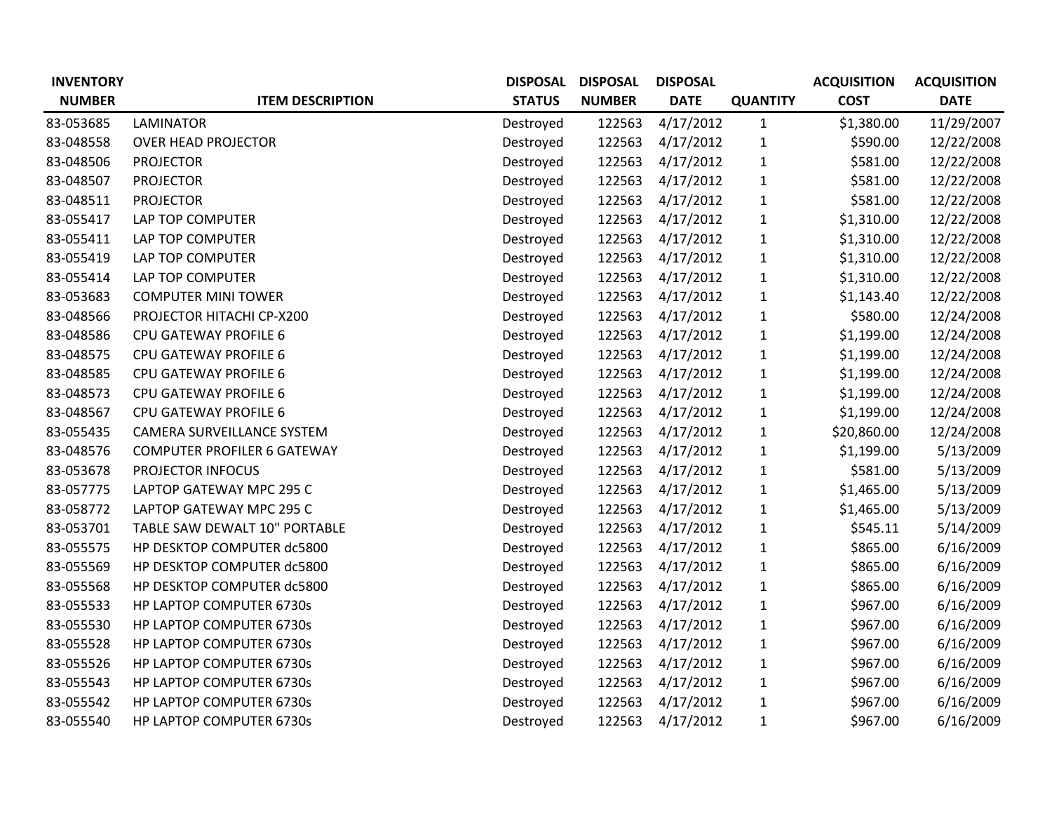| INVENTORY NUMBER | ITEM DESCRIPTION | DISPOSAL STATUS | DISPOSAL NUMBER | DISPOSAL DATE | QUANTITY | ACQUISITION COST | ACQUISITION DATE |
|---|---|---|---|---|---|---|---|
| 83-053685 | LAMINATOR | Destroyed | 122563 | 4/17/2012 | 1 | $1,380.00 | 11/29/2007 |
| 83-048558 | OVER HEAD PROJECTOR | Destroyed | 122563 | 4/17/2012 | 1 | $590.00 | 12/22/2008 |
| 83-048506 | PROJECTOR | Destroyed | 122563 | 4/17/2012 | 1 | $581.00 | 12/22/2008 |
| 83-048507 | PROJECTOR | Destroyed | 122563 | 4/17/2012 | 1 | $581.00 | 12/22/2008 |
| 83-048511 | PROJECTOR | Destroyed | 122563 | 4/17/2012 | 1 | $581.00 | 12/22/2008 |
| 83-055417 | LAP TOP COMPUTER | Destroyed | 122563 | 4/17/2012 | 1 | $1,310.00 | 12/22/2008 |
| 83-055411 | LAP TOP COMPUTER | Destroyed | 122563 | 4/17/2012 | 1 | $1,310.00 | 12/22/2008 |
| 83-055419 | LAP TOP COMPUTER | Destroyed | 122563 | 4/17/2012 | 1 | $1,310.00 | 12/22/2008 |
| 83-055414 | LAP TOP COMPUTER | Destroyed | 122563 | 4/17/2012 | 1 | $1,310.00 | 12/22/2008 |
| 83-053683 | COMPUTER MINI TOWER | Destroyed | 122563 | 4/17/2012 | 1 | $1,143.40 | 12/22/2008 |
| 83-048566 | PROJECTOR HITACHI CP-X200 | Destroyed | 122563 | 4/17/2012 | 1 | $580.00 | 12/24/2008 |
| 83-048586 | CPU GATEWAY PROFILE 6 | Destroyed | 122563 | 4/17/2012 | 1 | $1,199.00 | 12/24/2008 |
| 83-048575 | CPU GATEWAY PROFILE 6 | Destroyed | 122563 | 4/17/2012 | 1 | $1,199.00 | 12/24/2008 |
| 83-048585 | CPU GATEWAY PROFILE 6 | Destroyed | 122563 | 4/17/2012 | 1 | $1,199.00 | 12/24/2008 |
| 83-048573 | CPU GATEWAY PROFILE 6 | Destroyed | 122563 | 4/17/2012 | 1 | $1,199.00 | 12/24/2008 |
| 83-048567 | CPU GATEWAY PROFILE 6 | Destroyed | 122563 | 4/17/2012 | 1 | $1,199.00 | 12/24/2008 |
| 83-055435 | CAMERA SURVEILLANCE SYSTEM | Destroyed | 122563 | 4/17/2012 | 1 | $20,860.00 | 12/24/2008 |
| 83-048576 | COMPUTER PROFILER 6 GATEWAY | Destroyed | 122563 | 4/17/2012 | 1 | $1,199.00 | 5/13/2009 |
| 83-053678 | PROJECTOR INFOCUS | Destroyed | 122563 | 4/17/2012 | 1 | $581.00 | 5/13/2009 |
| 83-057775 | LAPTOP GATEWAY MPC 295 C | Destroyed | 122563 | 4/17/2012 | 1 | $1,465.00 | 5/13/2009 |
| 83-058772 | LAPTOP GATEWAY MPC 295 C | Destroyed | 122563 | 4/17/2012 | 1 | $1,465.00 | 5/13/2009 |
| 83-053701 | TABLE SAW DEWALT 10" PORTABLE | Destroyed | 122563 | 4/17/2012 | 1 | $545.11 | 5/14/2009 |
| 83-055575 | HP DESKTOP COMPUTER dc5800 | Destroyed | 122563 | 4/17/2012 | 1 | $865.00 | 6/16/2009 |
| 83-055569 | HP DESKTOP COMPUTER dc5800 | Destroyed | 122563 | 4/17/2012 | 1 | $865.00 | 6/16/2009 |
| 83-055568 | HP DESKTOP COMPUTER dc5800 | Destroyed | 122563 | 4/17/2012 | 1 | $865.00 | 6/16/2009 |
| 83-055533 | HP LAPTOP COMPUTER 6730s | Destroyed | 122563 | 4/17/2012 | 1 | $967.00 | 6/16/2009 |
| 83-055530 | HP LAPTOP COMPUTER 6730s | Destroyed | 122563 | 4/17/2012 | 1 | $967.00 | 6/16/2009 |
| 83-055528 | HP LAPTOP COMPUTER 6730s | Destroyed | 122563 | 4/17/2012 | 1 | $967.00 | 6/16/2009 |
| 83-055526 | HP LAPTOP COMPUTER 6730s | Destroyed | 122563 | 4/17/2012 | 1 | $967.00 | 6/16/2009 |
| 83-055543 | HP LAPTOP COMPUTER 6730s | Destroyed | 122563 | 4/17/2012 | 1 | $967.00 | 6/16/2009 |
| 83-055542 | HP LAPTOP COMPUTER 6730s | Destroyed | 122563 | 4/17/2012 | 1 | $967.00 | 6/16/2009 |
| 83-055540 | HP LAPTOP COMPUTER 6730s | Destroyed | 122563 | 4/17/2012 | 1 | $967.00 | 6/16/2009 |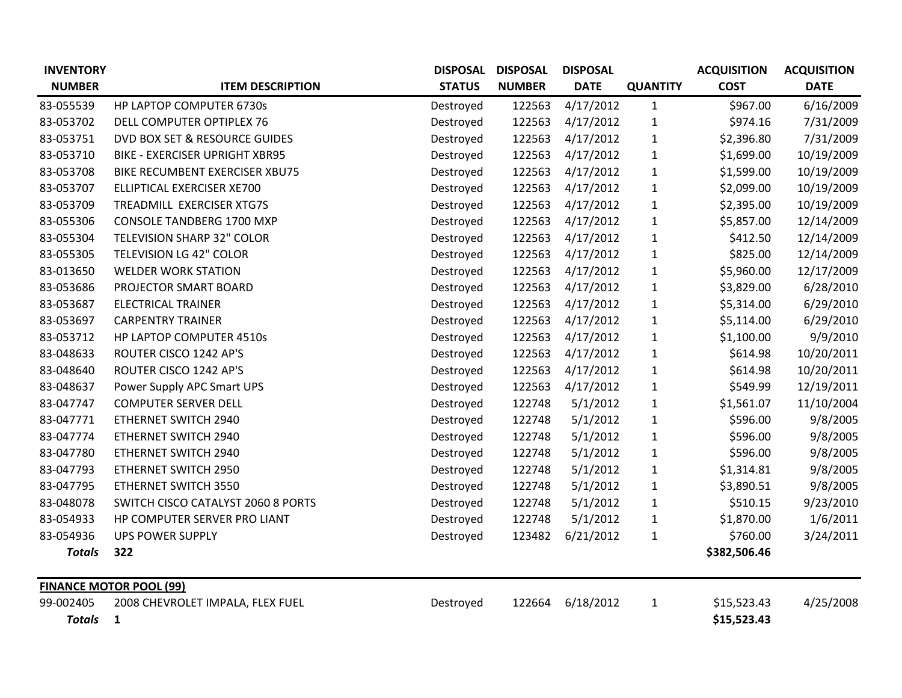| INVENTORY NUMBER | ITEM DESCRIPTION | DISPOSAL STATUS | DISPOSAL NUMBER | DISPOSAL DATE | QUANTITY | ACQUISITION COST | ACQUISITION DATE |
|---|---|---|---|---|---|---|---|
| 83-055539 | HP LAPTOP COMPUTER 6730s | Destroyed | 122563 | 4/17/2012 | 1 | $967.00 | 6/16/2009 |
| 83-053702 | DELL COMPUTER OPTIPLEX 76 | Destroyed | 122563 | 4/17/2012 | 1 | $974.16 | 7/31/2009 |
| 83-053751 | DVD BOX SET & RESOURCE GUIDES | Destroyed | 122563 | 4/17/2012 | 1 | $2,396.80 | 7/31/2009 |
| 83-053710 | BIKE - EXERCISER UPRIGHT XBR95 | Destroyed | 122563 | 4/17/2012 | 1 | $1,699.00 | 10/19/2009 |
| 83-053708 | BIKE RECUMBENT EXERCISER XBU75 | Destroyed | 122563 | 4/17/2012 | 1 | $1,599.00 | 10/19/2009 |
| 83-053707 | ELLIPTICAL EXERCISER XE700 | Destroyed | 122563 | 4/17/2012 | 1 | $2,099.00 | 10/19/2009 |
| 83-053709 | TREADMILL EXERCISER XTG7S | Destroyed | 122563 | 4/17/2012 | 1 | $2,395.00 | 10/19/2009 |
| 83-055306 | CONSOLE TANDBERG 1700 MXP | Destroyed | 122563 | 4/17/2012 | 1 | $5,857.00 | 12/14/2009 |
| 83-055304 | TELEVISION SHARP 32" COLOR | Destroyed | 122563 | 4/17/2012 | 1 | $412.50 | 12/14/2009 |
| 83-055305 | TELEVISION LG 42" COLOR | Destroyed | 122563 | 4/17/2012 | 1 | $825.00 | 12/14/2009 |
| 83-013650 | WELDER WORK STATION | Destroyed | 122563 | 4/17/2012 | 1 | $5,960.00 | 12/17/2009 |
| 83-053686 | PROJECTOR SMART BOARD | Destroyed | 122563 | 4/17/2012 | 1 | $3,829.00 | 6/28/2010 |
| 83-053687 | ELECTRICAL TRAINER | Destroyed | 122563 | 4/17/2012 | 1 | $5,314.00 | 6/29/2010 |
| 83-053697 | CARPENTRY TRAINER | Destroyed | 122563 | 4/17/2012 | 1 | $5,114.00 | 6/29/2010 |
| 83-053712 | HP LAPTOP COMPUTER 4510s | Destroyed | 122563 | 4/17/2012 | 1 | $1,100.00 | 9/9/2010 |
| 83-048633 | ROUTER CISCO 1242 AP'S | Destroyed | 122563 | 4/17/2012 | 1 | $614.98 | 10/20/2011 |
| 83-048640 | ROUTER CISCO 1242 AP'S | Destroyed | 122563 | 4/17/2012 | 1 | $614.98 | 10/20/2011 |
| 83-048637 | Power Supply APC Smart UPS | Destroyed | 122563 | 4/17/2012 | 1 | $549.99 | 12/19/2011 |
| 83-047747 | COMPUTER SERVER DELL | Destroyed | 122748 | 5/1/2012 | 1 | $1,561.07 | 11/10/2004 |
| 83-047771 | ETHERNET SWITCH 2940 | Destroyed | 122748 | 5/1/2012 | 1 | $596.00 | 9/8/2005 |
| 83-047774 | ETHERNET SWITCH 2940 | Destroyed | 122748 | 5/1/2012 | 1 | $596.00 | 9/8/2005 |
| 83-047780 | ETHERNET SWITCH 2940 | Destroyed | 122748 | 5/1/2012 | 1 | $596.00 | 9/8/2005 |
| 83-047793 | ETHERNET SWITCH 2950 | Destroyed | 122748 | 5/1/2012 | 1 | $1,314.81 | 9/8/2005 |
| 83-047795 | ETHERNET SWITCH 3550 | Destroyed | 122748 | 5/1/2012 | 1 | $3,890.51 | 9/8/2005 |
| 83-048078 | SWITCH CISCO CATALYST 2060 8 PORTS | Destroyed | 122748 | 5/1/2012 | 1 | $510.15 | 9/23/2010 |
| 83-054933 | HP COMPUTER SERVER PRO LIANT | Destroyed | 122748 | 5/1/2012 | 1 | $1,870.00 | 1/6/2011 |
| 83-054936 | UPS POWER SUPPLY | Destroyed | 123482 | 6/21/2012 | 1 | $760.00 | 3/24/2011 |
| ***Totals*** | **322** | | | | | **$382,506.46** | |

**FINANCE MOTOR POOL (99)**

| INVENTORY NUMBER | ITEM DESCRIPTION | DISPOSAL STATUS | DISPOSAL NUMBER | DISPOSAL DATE | QUANTITY | ACQUISITION COST | ACQUISITION DATE |
|---|---|---|---|---|---|---|---|
| 99-002405 | 2008 CHEVROLET IMPALA, FLEX FUEL | Destroyed | 122664 | 6/18/2012 | 1 | $15,523.43 | 4/25/2008 |
| ***Totals*** | **1** | | | | | **$15,523.43** | |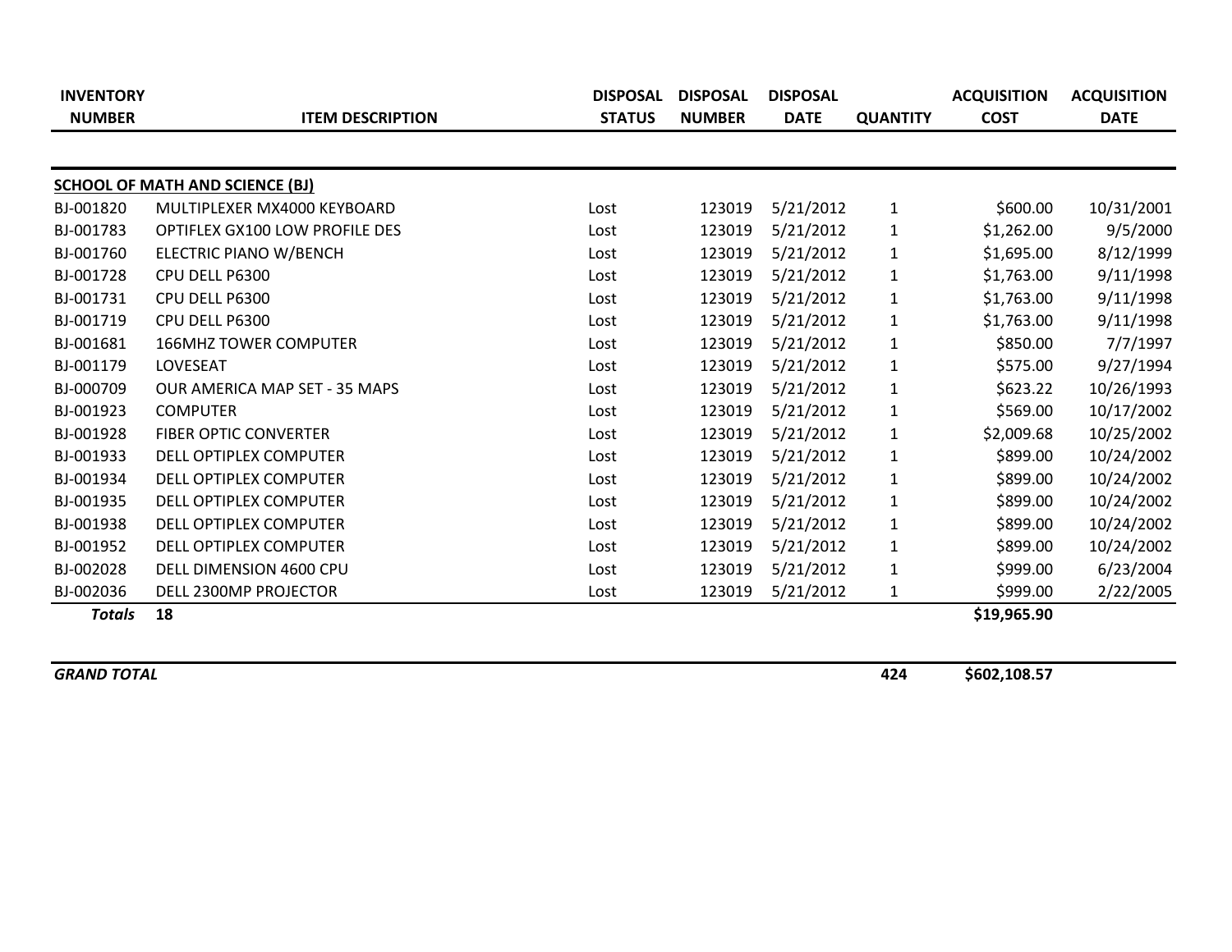| INVENTORY NUMBER | ITEM DESCRIPTION | DISPOSAL STATUS | DISPOSAL NUMBER | DISPOSAL DATE | QUANTITY | ACQUISITION COST | ACQUISITION DATE |
|---|---|---|---|---|---|---|---|
| **SCHOOL OF MATH AND SCIENCE (BJ)** | | | | | | | |
| BJ-001820 | MULTIPLEXER MX4000 KEYBOARD | Lost | 123019 | 5/21/2012 | 1 | $600.00 | 10/31/2001 |
| BJ-001783 | OPTIFLEX GX100 LOW PROFILE DES | Lost | 123019 | 5/21/2012 | 1 | $1,262.00 | 9/5/2000 |
| BJ-001760 | ELECTRIC PIANO W/BENCH | Lost | 123019 | 5/21/2012 | 1 | $1,695.00 | 8/12/1999 |
| BJ-001728 | CPU DELL P6300 | Lost | 123019 | 5/21/2012 | 1 | $1,763.00 | 9/11/1998 |
| BJ-001731 | CPU DELL P6300 | Lost | 123019 | 5/21/2012 | 1 | $1,763.00 | 9/11/1998 |
| BJ-001719 | CPU DELL P6300 | Lost | 123019 | 5/21/2012 | 1 | $1,763.00 | 9/11/1998 |
| BJ-001681 | 166MHZ TOWER COMPUTER | Lost | 123019 | 5/21/2012 | 1 | $850.00 | 7/7/1997 |
| BJ-001179 | LOVESEAT | Lost | 123019 | 5/21/2012 | 1 | $575.00 | 9/27/1994 |
| BJ-000709 | OUR AMERICA MAP SET - 35 MAPS | Lost | 123019 | 5/21/2012 | 1 | $623.22 | 10/26/1993 |
| BJ-001923 | COMPUTER | Lost | 123019 | 5/21/2012 | 1 | $569.00 | 10/17/2002 |
| BJ-001928 | FIBER OPTIC CONVERTER | Lost | 123019 | 5/21/2012 | 1 | $2,009.68 | 10/25/2002 |
| BJ-001933 | DELL OPTIPLEX COMPUTER | Lost | 123019 | 5/21/2012 | 1 | $899.00 | 10/24/2002 |
| BJ-001934 | DELL OPTIPLEX COMPUTER | Lost | 123019 | 5/21/2012 | 1 | $899.00 | 10/24/2002 |
| BJ-001935 | DELL OPTIPLEX COMPUTER | Lost | 123019 | 5/21/2012 | 1 | $899.00 | 10/24/2002 |
| BJ-001938 | DELL OPTIPLEX COMPUTER | Lost | 123019 | 5/21/2012 | 1 | $899.00 | 10/24/2002 |
| BJ-001952 | DELL OPTIPLEX COMPUTER | Lost | 123019 | 5/21/2012 | 1 | $899.00 | 10/24/2002 |
| BJ-002028 | DELL DIMENSION 4600 CPU | Lost | 123019 | 5/21/2012 | 1 | $999.00 | 6/23/2004 |
| BJ-002036 | DELL 2300MP PROJECTOR | Lost | 123019 | 5/21/2012 | 1 | $999.00 | 2/22/2005 |
| ***Totals*** | **18** | | | | | **$19,965.90** | |
| ***GRAND TOTAL*** | | | | | **424** | **$602,108.57** | |